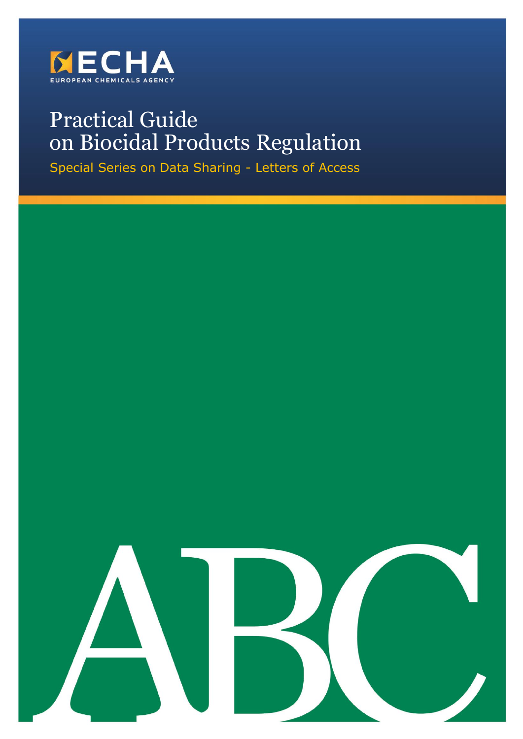ECHA

EUROPEAN CHEMICALS AGENCY

# Practical Guide on Biocidal Products Regulation

## Special Series on Data Sharing - Letters of Access

ABC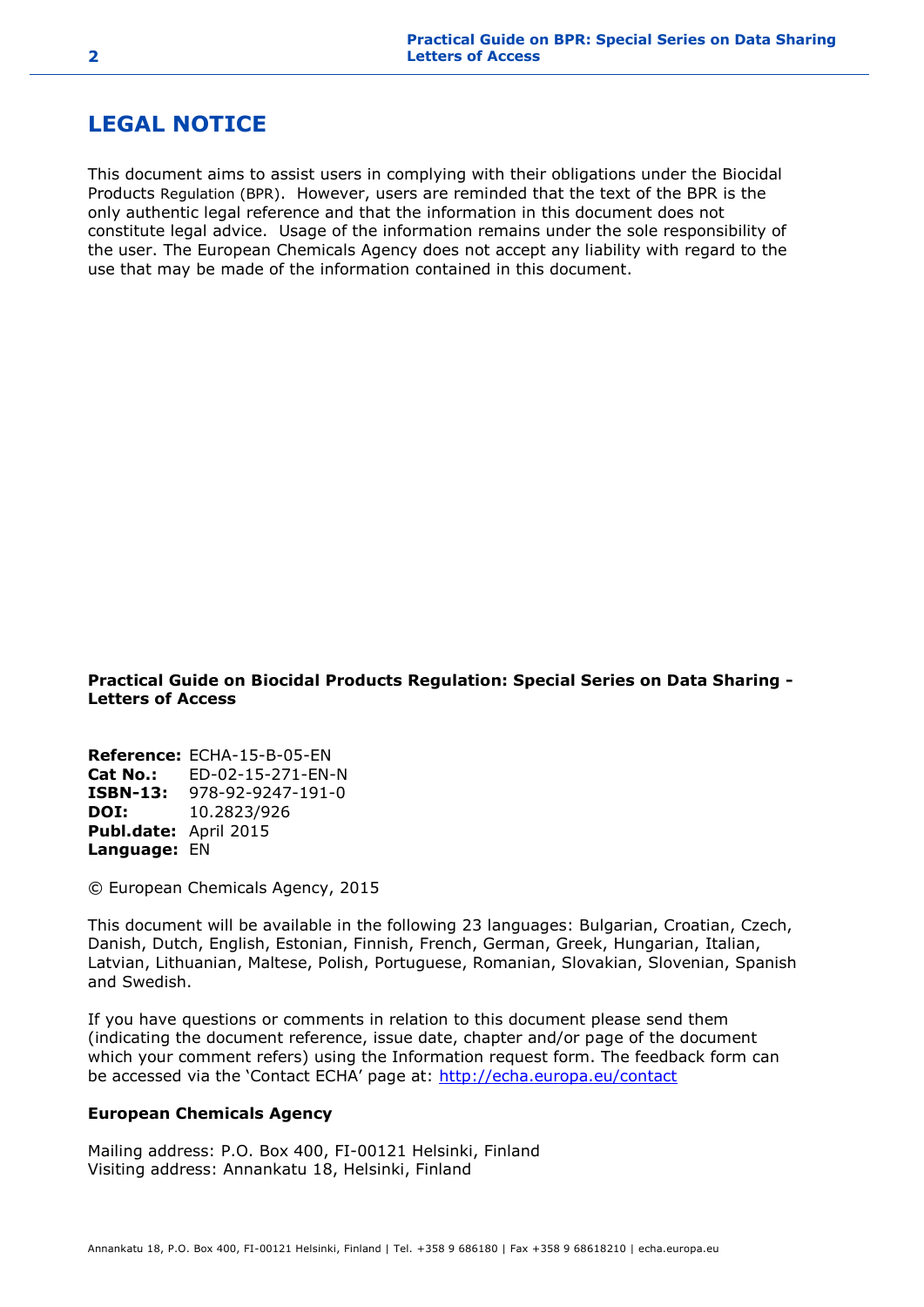# LEGAL NOTICE

This document aims to assist users in complying with their obligations under the Biocidal Products Regulation (BPR). However, users are reminded that the text of the BPR is the only authentic legal reference and that the information in this document does not constitute legal advice. Usage of the information remains under the sole responsibility of the user. The European Chemicals Agency does not accept any liability with regard to the use that may be made of the information contained in this document.

**Practical Guide on Biocidal Products Regulation: Special Series on Data Sharing - Letters of Access**

**Reference:** ECHA-15-B-05-EN
**Cat No.:** ED-02-15-271-EN-N
**ISBN-13:** 978-92-9247-191-0
**DOI:** 10.2823/926
**Publ.date:** April 2015
**Language:** EN

© European Chemicals Agency, 2015

This document will be available in the following 23 languages: Bulgarian, Croatian, Czech, Danish, Dutch, English, Estonian, Finnish, French, German, Greek, Hungarian, Italian, Latvian, Lithuanian, Maltese, Polish, Portuguese, Romanian, Slovakian, Slovenian, Spanish and Swedish.

If you have questions or comments in relation to this document please send them (indicating the document reference, issue date, chapter and/or page of the document which your comment refers) using the Information request form. The feedback form can be accessed via the 'Contact ECHA' page at: http://echa.europa.eu/contact

**European Chemicals Agency**

Mailing address: P.O. Box 400, FI-00121 Helsinki, Finland
Visiting address: Annankatu 18, Helsinki, Finland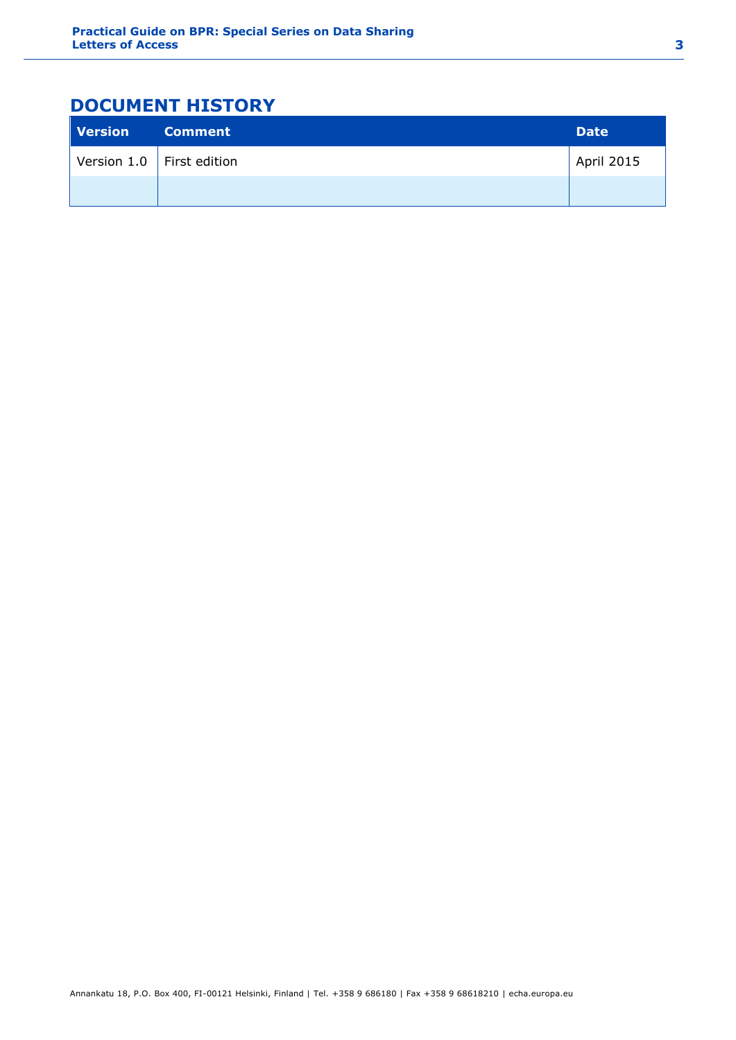# DOCUMENT HISTORY

| Version | Comment | Date |
|---|---|---|
| Version 1.0 | First edition | April 2015 |
| | | |

Annankatu 18, P.O. Box 400, FI-00121 Helsinki, Finland | Tel. +358 9 686180 | Fax +358 9 68618210 | echa.europa.eu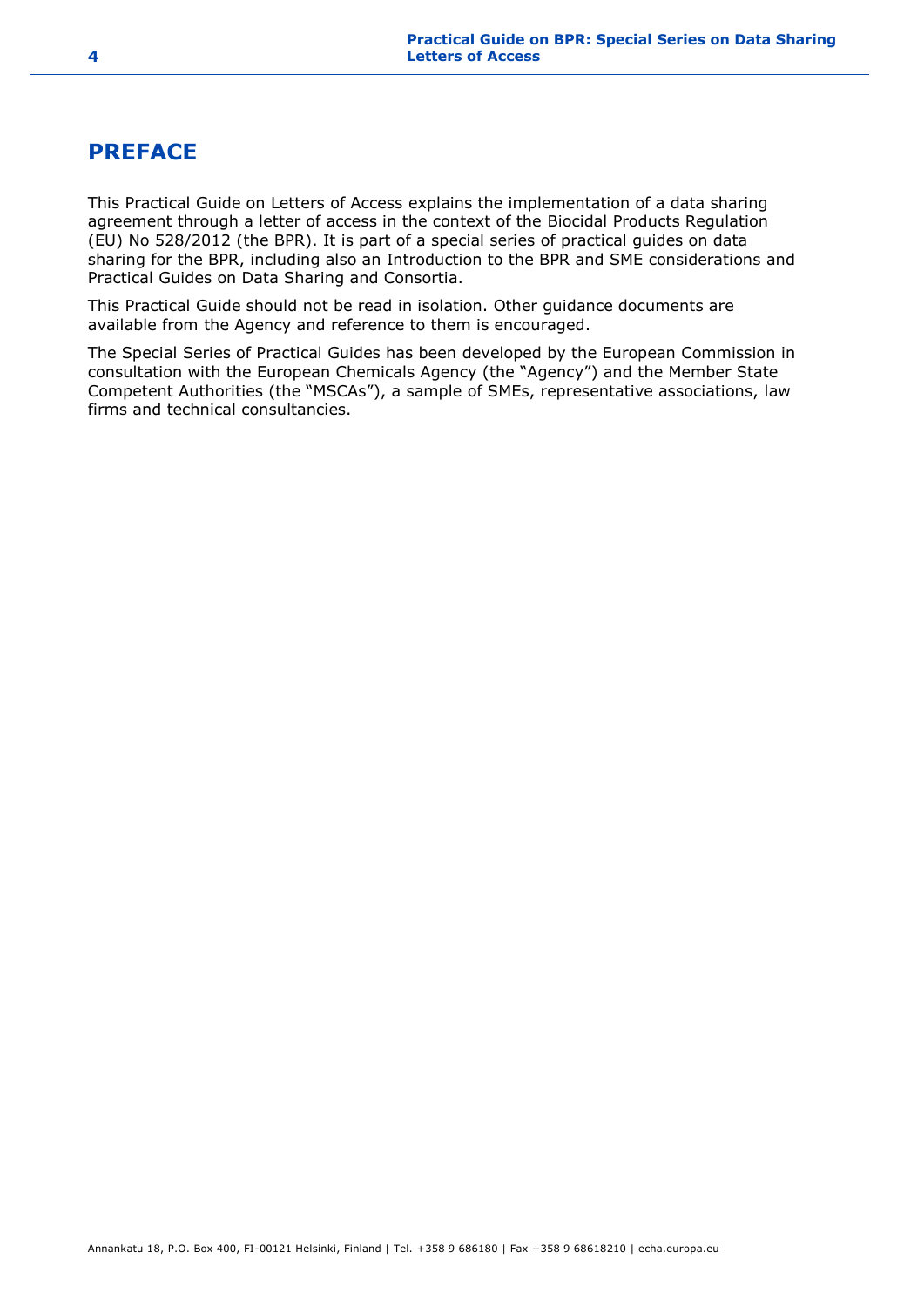# PREFACE

This Practical Guide on Letters of Access explains the implementation of a data sharing agreement through a letter of access in the context of the Biocidal Products Regulation (EU) No 528/2012 (the BPR). It is part of a special series of practical guides on data sharing for the BPR, including also an Introduction to the BPR and SME considerations and Practical Guides on Data Sharing and Consortia.

This Practical Guide should not be read in isolation. Other guidance documents are available from the Agency and reference to them is encouraged.

The Special Series of Practical Guides has been developed by the European Commission in consultation with the European Chemicals Agency (the "Agency") and the Member State Competent Authorities (the "MSCAs"), a sample of SMEs, representative associations, law firms and technical consultancies.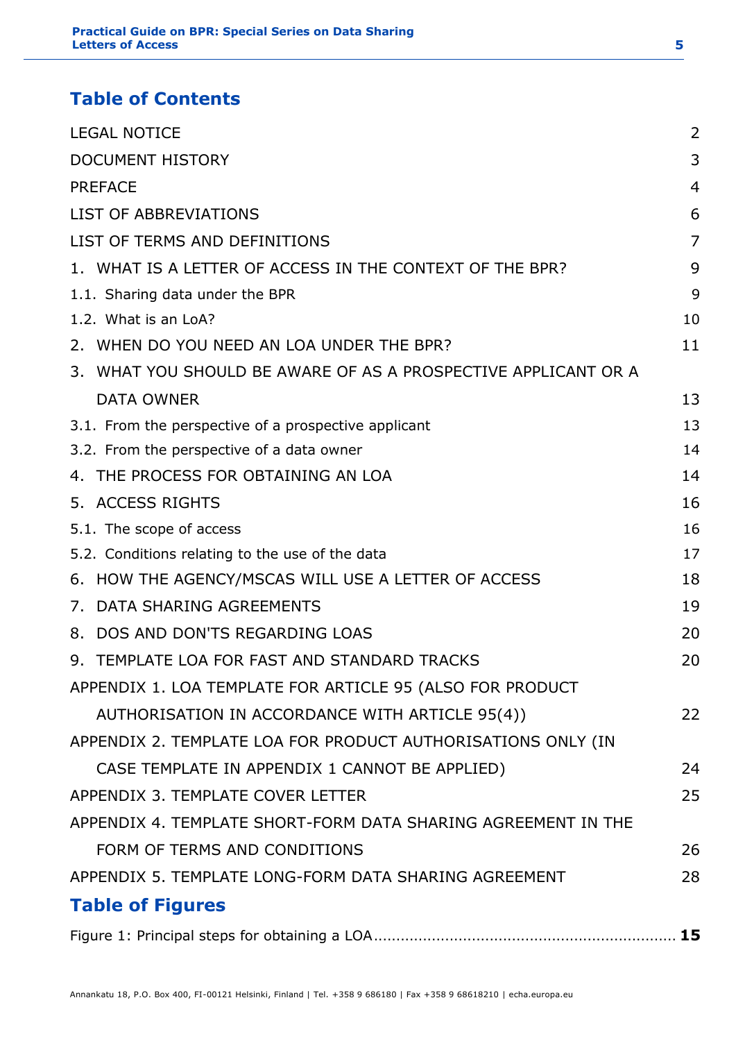# Table of Contents

LEGAL NOTICE 2

DOCUMENT HISTORY 3

PREFACE 4

LIST OF ABBREVIATIONS 6

LIST OF TERMS AND DEFINITIONS 7

1. WHAT IS A LETTER OF ACCESS IN THE CONTEXT OF THE BPR? 9

1.1. Sharing data under the BPR 9

1.2. What is an LoA? 10

2. WHEN DO YOU NEED AN LOA UNDER THE BPR? 11

3. WHAT YOU SHOULD BE AWARE OF AS A PROSPECTIVE APPLICANT OR A DATA OWNER 13

3.1. From the perspective of a prospective applicant 13

3.2. From the perspective of a data owner 14

4. THE PROCESS FOR OBTAINING AN LOA 14

5. ACCESS RIGHTS 16

5.1. The scope of access 16

5.2. Conditions relating to the use of the data 17

6. HOW THE AGENCY/MSCAS WILL USE A LETTER OF ACCESS 18

7. DATA SHARING AGREEMENTS 19

8. DOS AND DON'TS REGARDING LOAS 20

9. TEMPLATE LOA FOR FAST AND STANDARD TRACKS 20

APPENDIX 1. LOA TEMPLATE FOR ARTICLE 95 (ALSO FOR PRODUCT AUTHORISATION IN ACCORDANCE WITH ARTICLE 95(4)) 22

APPENDIX 2. TEMPLATE LOA FOR PRODUCT AUTHORISATIONS ONLY (IN CASE TEMPLATE IN APPENDIX 1 CANNOT BE APPLIED) 24

APPENDIX 3. TEMPLATE COVER LETTER 25

APPENDIX 4. TEMPLATE SHORT-FORM DATA SHARING AGREEMENT IN THE FORM OF TERMS AND CONDITIONS 26

APPENDIX 5. TEMPLATE LONG-FORM DATA SHARING AGREEMENT 28

# Table of Figures

Figure 1: Principal steps for obtaining a LOA .......... **15**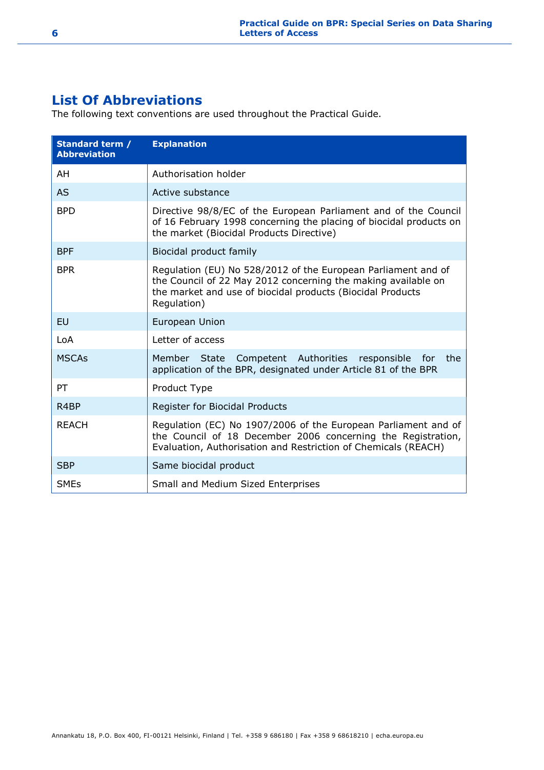## List Of Abbreviations

The following text conventions are used throughout the Practical Guide.

| Standard term / Abbreviation | Explanation |
|---|---|
| AH | Authorisation holder |
| AS | Active substance |
| BPD | Directive 98/8/EC of the European Parliament and of the Council of 16 February 1998 concerning the placing of biocidal products on the market (Biocidal Products Directive) |
| BPF | Biocidal product family |
| BPR | Regulation (EU) No 528/2012 of the European Parliament and of the Council of 22 May 2012 concerning the making available on the market and use of biocidal products (Biocidal Products Regulation) |
| EU | European Union |
| LoA | Letter of access |
| MSCAs | Member State Competent Authorities responsible for the application of the BPR, designated under Article 81 of the BPR |
| PT | Product Type |
| R4BP | Register for Biocidal Products |
| REACH | Regulation (EC) No 1907/2006 of the European Parliament and of the Council of 18 December 2006 concerning the Registration, Evaluation, Authorisation and Restriction of Chemicals (REACH) |
| SBP | Same biocidal product |
| SMEs | Small and Medium Sized Enterprises |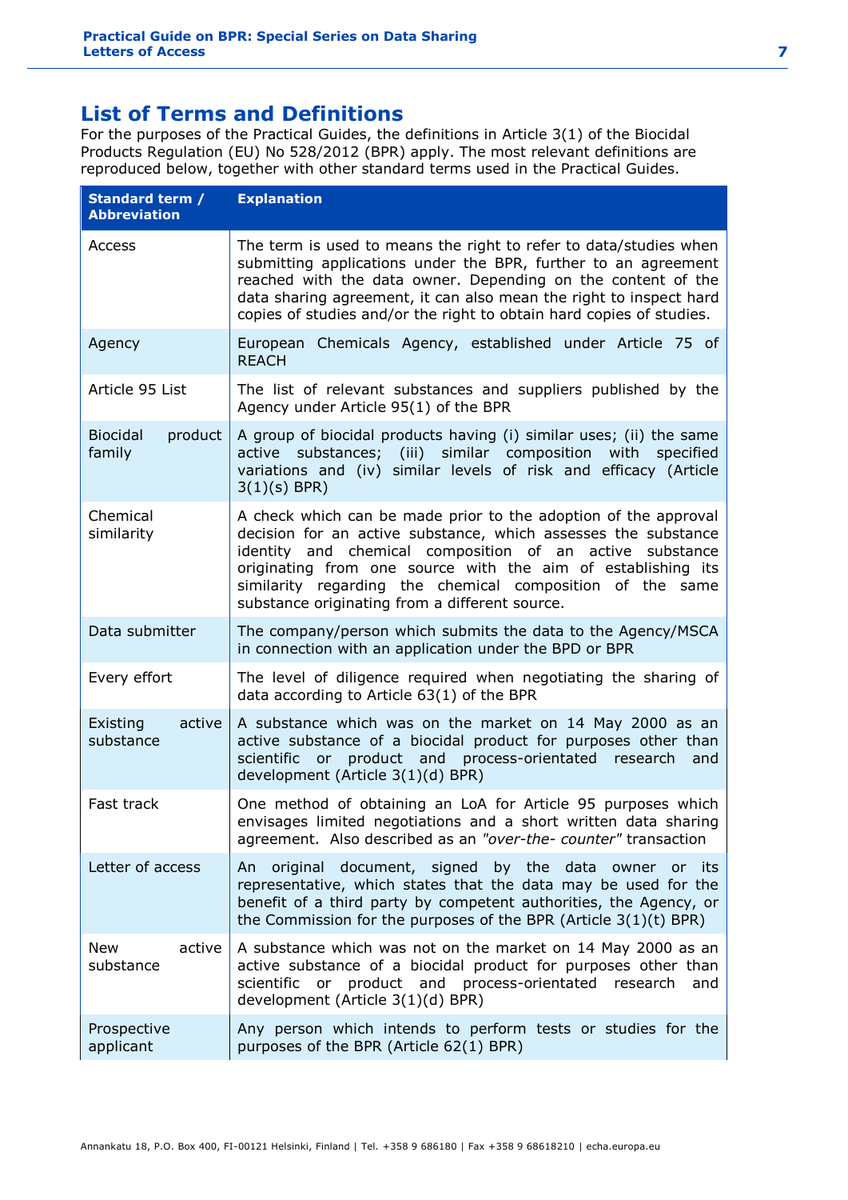## List of Terms and Definitions

For the purposes of the Practical Guides, the definitions in Article 3(1) of the Biocidal Products Regulation (EU) No 528/2012 (BPR) apply. The most relevant definitions are reproduced below, together with other standard terms used in the Practical Guides.

| Standard term / Abbreviation | Explanation |
|---|---|
| Access | The term is used to means the right to refer to data/studies when submitting applications under the BPR, further to an agreement reached with the data owner. Depending on the content of the data sharing agreement, it can also mean the right to inspect hard copies of studies and/or the right to obtain hard copies of studies. |
| Agency | European Chemicals Agency, established under Article 75 of REACH |
| Article 95 List | The list of relevant substances and suppliers published by the Agency under Article 95(1) of the BPR |
| Biocidal product family | A group of biocidal products having (i) similar uses; (ii) the same active substances; (iii) similar composition with specified variations and (iv) similar levels of risk and efficacy (Article 3(1)(s) BPR) |
| Chemical similarity | A check which can be made prior to the adoption of the approval decision for an active substance, which assesses the substance identity and chemical composition of an active substance originating from one source with the aim of establishing its similarity regarding the chemical composition of the same substance originating from a different source. |
| Data submitter | The company/person which submits the data to the Agency/MSCA in connection with an application under the BPD or BPR |
| Every effort | The level of diligence required when negotiating the sharing of data according to Article 63(1) of the BPR |
| Existing active substance | A substance which was on the market on 14 May 2000 as an active substance of a biocidal product for purposes other than scientific or product and process-orientated research and development (Article 3(1)(d) BPR) |
| Fast track | One method of obtaining an LoA for Article 95 purposes which envisages limited negotiations and a short written data sharing agreement. Also described as an *"over-the- counter"* transaction |
| Letter of access | An original document, signed by the data owner or its representative, which states that the data may be used for the benefit of a third party by competent authorities, the Agency, or the Commission for the purposes of the BPR (Article 3(1)(t) BPR) |
| New active substance | A substance which was not on the market on 14 May 2000 as an active substance of a biocidal product for purposes other than scientific or product and process-orientated research and development (Article 3(1)(d) BPR) |
| Prospective applicant | Any person which intends to perform tests or studies for the purposes of the BPR (Article 62(1) BPR) |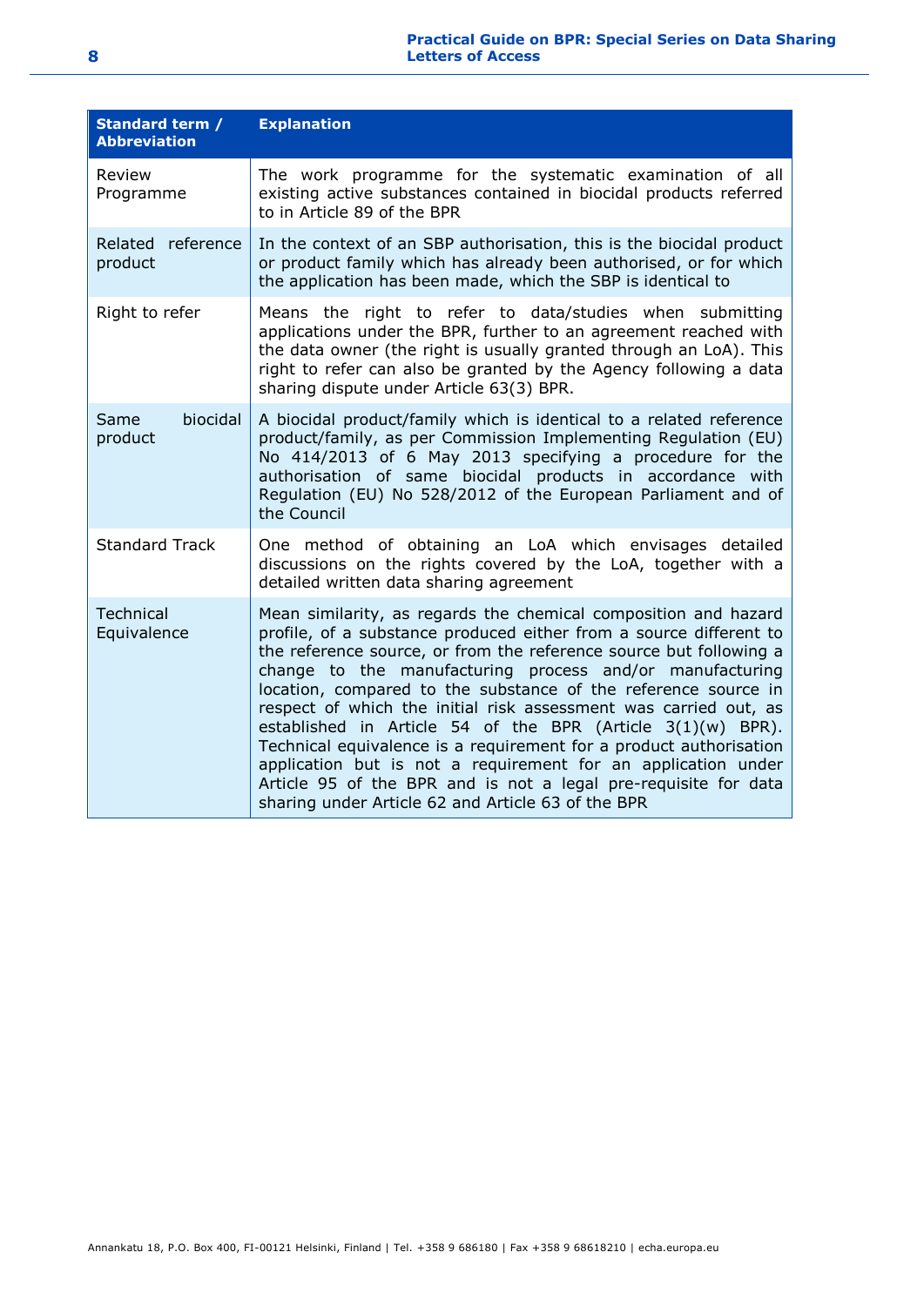| Standard term / Abbreviation | Explanation |
|---|---|
| Review Programme | The work programme for the systematic examination of all existing active substances contained in biocidal products referred to in Article 89 of the BPR |
| Related reference product | In the context of an SBP authorisation, this is the biocidal product or product family which has already been authorised, or for which the application has been made, which the SBP is identical to |
| Right to refer | Means the right to refer to data/studies when submitting applications under the BPR, further to an agreement reached with the data owner (the right is usually granted through an LoA). This right to refer can also be granted by the Agency following a data sharing dispute under Article 63(3) BPR. |
| Same biocidal product | A biocidal product/family which is identical to a related reference product/family, as per Commission Implementing Regulation (EU) No 414/2013 of 6 May 2013 specifying a procedure for the authorisation of same biocidal products in accordance with Regulation (EU) No 528/2012 of the European Parliament and of the Council |
| Standard Track | One method of obtaining an LoA which envisages detailed discussions on the rights covered by the LoA, together with a detailed written data sharing agreement |
| Technical Equivalence | Mean similarity, as regards the chemical composition and hazard profile, of a substance produced either from a source different to the reference source, or from the reference source but following a change to the manufacturing process and/or manufacturing location, compared to the substance of the reference source in respect of which the initial risk assessment was carried out, as established in Article 54 of the BPR (Article 3(1)(w) BPR). Technical equivalence is a requirement for a product authorisation application but is not a requirement for an application under Article 95 of the BPR and is not a legal pre-requisite for data sharing under Article 62 and Article 63 of the BPR |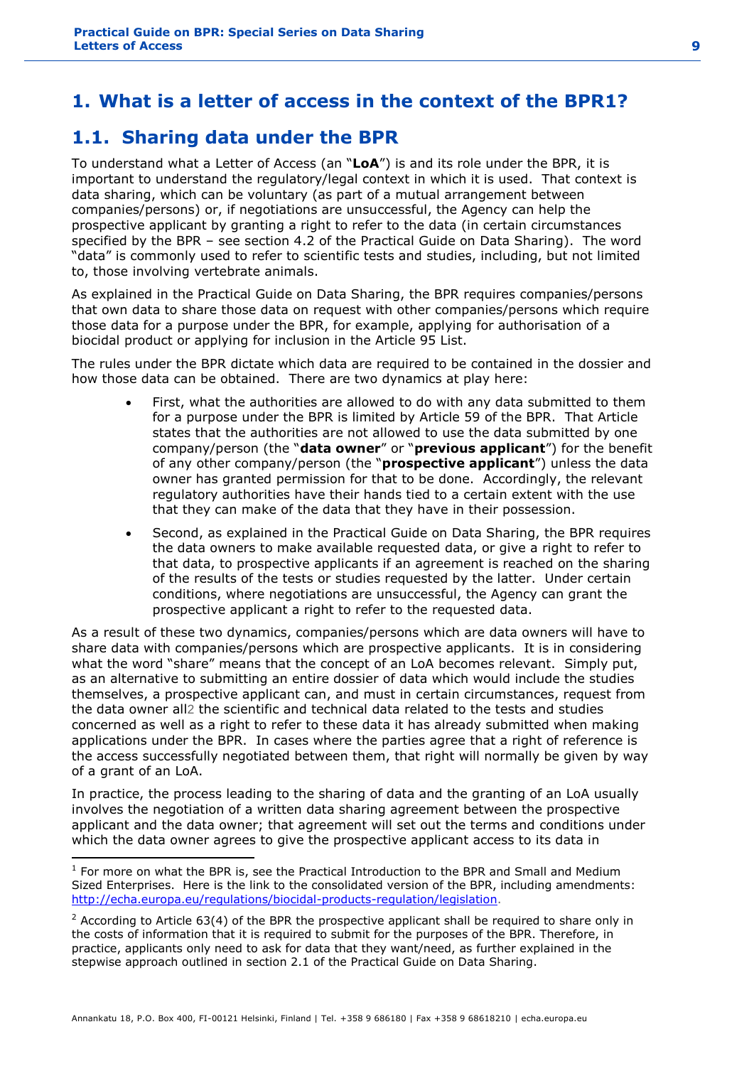# 1. What is a letter of access in the context of the BPR[1]?

## 1.1. Sharing data under the BPR

To understand what a Letter of Access (an "**LoA**") is and its role under the BPR, it is important to understand the regulatory/legal context in which it is used. That context is data sharing, which can be voluntary (as part of a mutual arrangement between companies/persons) or, if negotiations are unsuccessful, the Agency can help the prospective applicant by granting a right to refer to the data (in certain circumstances specified by the BPR – see section 4.2 of the Practical Guide on Data Sharing). The word "data" is commonly used to refer to scientific tests and studies, including, but not limited to, those involving vertebrate animals.

As explained in the Practical Guide on Data Sharing, the BPR requires companies/persons that own data to share those data on request with other companies/persons which require those data for a purpose under the BPR, for example, applying for authorisation of a biocidal product or applying for inclusion in the Article 95 List.

The rules under the BPR dictate which data are required to be contained in the dossier and how those data can be obtained. There are two dynamics at play here:

- First, what the authorities are allowed to do with any data submitted to them for a purpose under the BPR is limited by Article 59 of the BPR. That Article states that the authorities are not allowed to use the data submitted by one company/person (the "**data owner**" or "**previous applicant**") for the benefit of any other company/person (the "**prospective applicant**") unless the data owner has granted permission for that to be done. Accordingly, the relevant regulatory authorities have their hands tied to a certain extent with the use that they can make of the data that they have in their possession.
- Second, as explained in the Practical Guide on Data Sharing, the BPR requires the data owners to make available requested data, or give a right to refer to that data, to prospective applicants if an agreement is reached on the sharing of the results of the tests or studies requested by the latter. Under certain conditions, where negotiations are unsuccessful, the Agency can grant the prospective applicant a right to refer to the requested data.

As a result of these two dynamics, companies/persons which are data owners will have to share data with companies/persons which are prospective applicants. It is in considering what the word "share" means that the concept of an LoA becomes relevant. Simply put, as an alternative to submitting an entire dossier of data which would include the studies themselves, a prospective applicant can, and must in certain circumstances, request from the data owner all[2] the scientific and technical data related to the tests and studies concerned as well as a right to refer to these data it has already submitted when making applications under the BPR. In cases where the parties agree that a right of reference is the access successfully negotiated between them, that right will normally be given by way of a grant of an LoA.

In practice, the process leading to the sharing of data and the granting of an LoA usually involves the negotiation of a written data sharing agreement between the prospective applicant and the data owner; that agreement will set out the terms and conditions under which the data owner agrees to give the prospective applicant access to its data in

---

[1] For more on what the BPR is, see the Practical Introduction to the BPR and Small and Medium Sized Enterprises. Here is the link to the consolidated version of the BPR, including amendments: http://echa.europa.eu/regulations/biocidal-products-regulation/legislation.

[2] According to Article 63(4) of the BPR the prospective applicant shall be required to share only in the costs of information that it is required to submit for the purposes of the BPR. Therefore, in practice, applicants only need to ask for data that they want/need, as further explained in the stepwise approach outlined in section 2.1 of the Practical Guide on Data Sharing.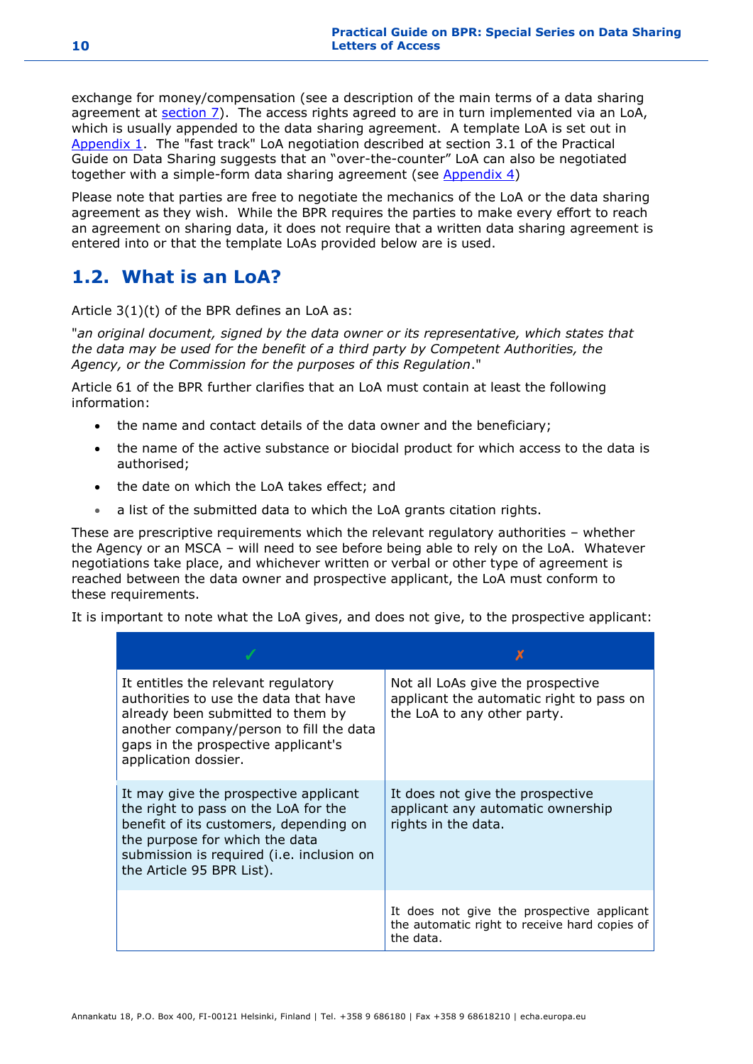exchange for money/compensation (see a description of the main terms of a data sharing agreement at section 7). The access rights agreed to are in turn implemented via an LoA, which is usually appended to the data sharing agreement. A template LoA is set out in Appendix 1. The "fast track" LoA negotiation described at section 3.1 of the Practical Guide on Data Sharing suggests that an "over-the-counter" LoA can also be negotiated together with a simple-form data sharing agreement (see Appendix 4)

Please note that parties are free to negotiate the mechanics of the LoA or the data sharing agreement as they wish. While the BPR requires the parties to make every effort to reach an agreement on sharing data, it does not require that a written data sharing agreement is entered into or that the template LoAs provided below are is used.

## 1.2. What is an LoA?

Article 3(1)(t) of the BPR defines an LoA as:

"*an original document, signed by the data owner or its representative, which states that the data may be used for the benefit of a third party by Competent Authorities, the Agency, or the Commission for the purposes of this Regulation*."

Article 61 of the BPR further clarifies that an LoA must contain at least the following information:

- the name and contact details of the data owner and the beneficiary;
- the name of the active substance or biocidal product for which access to the data is authorised;
- the date on which the LoA takes effect; and
- a list of the submitted data to which the LoA grants citation rights.

These are prescriptive requirements which the relevant regulatory authorities – whether the Agency or an MSCA – will need to see before being able to rely on the LoA. Whatever negotiations take place, and whichever written or verbal or other type of agreement is reached between the data owner and prospective applicant, the LoA must conform to these requirements.

It is important to note what the LoA gives, and does not give, to the prospective applicant:

| ✓ | ✗ |
|---|---|
| It entitles the relevant regulatory authorities to use the data that have already been submitted to them by another company/person to fill the data gaps in the prospective applicant's application dossier. | Not all LoAs give the prospective applicant the automatic right to pass on the LoA to any other party. |
| It may give the prospective applicant the right to pass on the LoA for the benefit of its customers, depending on the purpose for which the data submission is required (i.e. inclusion on the Article 95 BPR List). | It does not give the prospective applicant any automatic ownership rights in the data. |
| | It does not give the prospective applicant the automatic right to receive hard copies of the data. |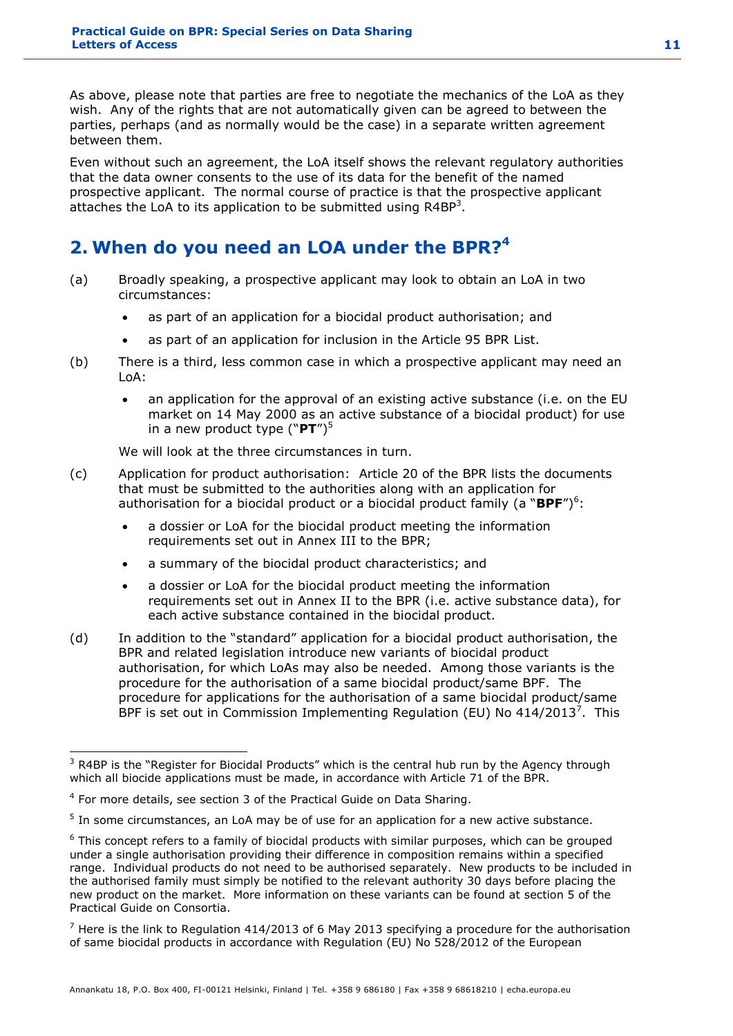As above, please note that parties are free to negotiate the mechanics of the LoA as they wish. Any of the rights that are not automatically given can be agreed to between the parties, perhaps (and as normally would be the case) in a separate written agreement between them.

Even without such an agreement, the LoA itself shows the relevant regulatory authorities that the data owner consents to the use of its data for the benefit of the named prospective applicant. The normal course of practice is that the prospective applicant attaches the LoA to its application to be submitted using R4BP[3].

## 2. When do you need an LOA under the BPR?[4]

(a) Broadly speaking, a prospective applicant may look to obtain an LoA in two circumstances:

- as part of an application for a biocidal product authorisation; and
- as part of an application for inclusion in the Article 95 BPR List.

(b) There is a third, less common case in which a prospective applicant may need an LoA:

- an application for the approval of an existing active substance (i.e. on the EU market on 14 May 2000 as an active substance of a biocidal product) for use in a new product type ("**PT**")[5]

We will look at the three circumstances in turn.

(c) Application for product authorisation: Article 20 of the BPR lists the documents that must be submitted to the authorities along with an application for authorisation for a biocidal product or a biocidal product family (a "**BPF**")[6]:

- a dossier or LoA for the biocidal product meeting the information requirements set out in Annex III to the BPR;
- a summary of the biocidal product characteristics; and
- a dossier or LoA for the biocidal product meeting the information requirements set out in Annex II to the BPR (i.e. active substance data), for each active substance contained in the biocidal product.

(d) In addition to the "standard" application for a biocidal product authorisation, the BPR and related legislation introduce new variants of biocidal product authorisation, for which LoAs may also be needed. Among those variants is the procedure for the authorisation of a same biocidal product/same BPF. The procedure for applications for the authorisation of a same biocidal product/same BPF is set out in Commission Implementing Regulation (EU) No 414/2013[7]. This

---

[3] R4BP is the "Register for Biocidal Products" which is the central hub run by the Agency through which all biocide applications must be made, in accordance with Article 71 of the BPR.

[4] For more details, see section 3 of the Practical Guide on Data Sharing.

[5] In some circumstances, an LoA may be of use for an application for a new active substance.

[6] This concept refers to a family of biocidal products with similar purposes, which can be grouped under a single authorisation providing their difference in composition remains within a specified range. Individual products do not need to be authorised separately. New products to be included in the authorised family must simply be notified to the relevant authority 30 days before placing the new product on the market. More information on these variants can be found at section 5 of the Practical Guide on Consortia.

[7] Here is the link to Regulation 414/2013 of 6 May 2013 specifying a procedure for the authorisation of same biocidal products in accordance with Regulation (EU) No 528/2012 of the European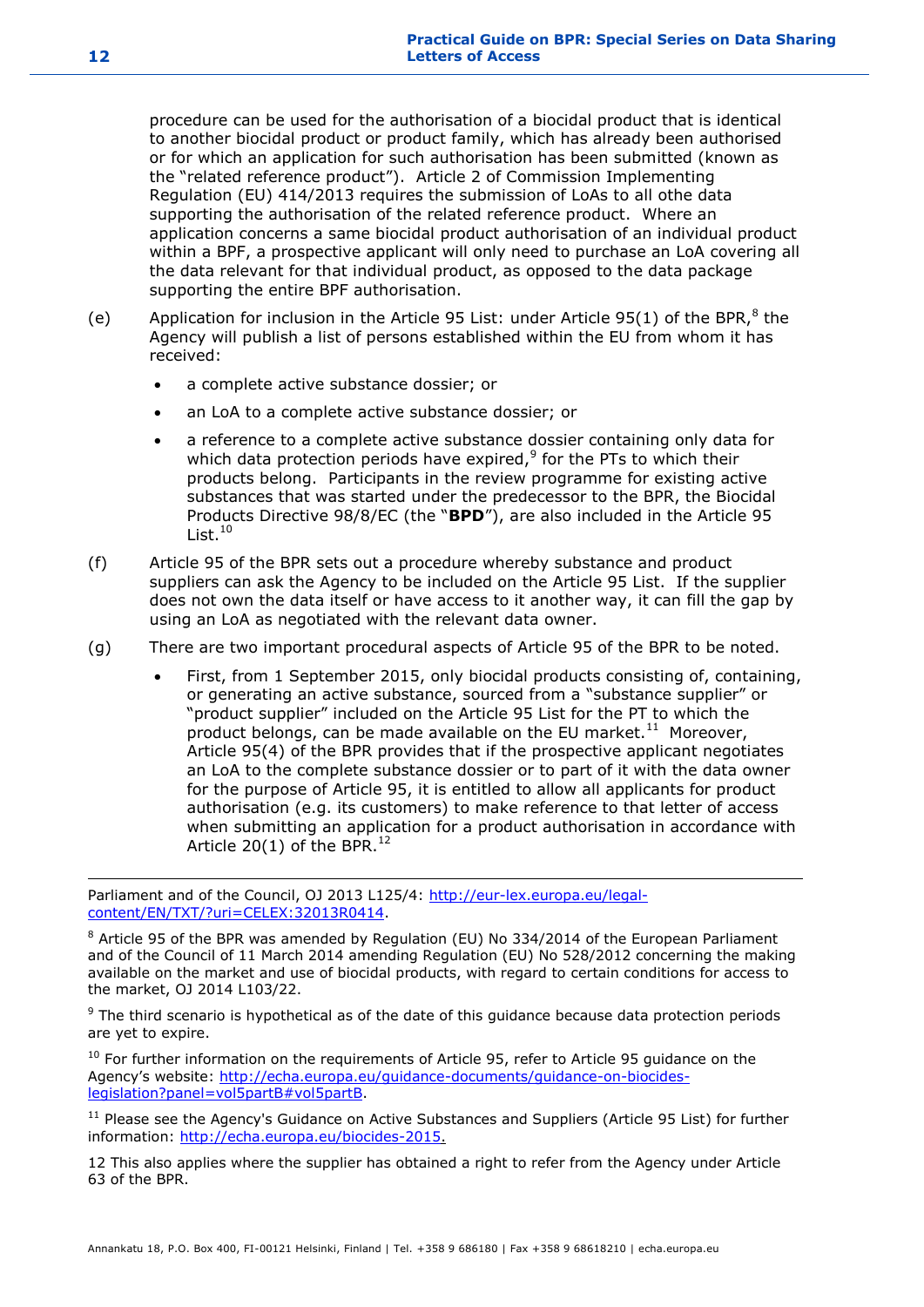procedure can be used for the authorisation of a biocidal product that is identical to another biocidal product or product family, which has already been authorised or for which an application for such authorisation has been submitted (known as the "related reference product"). Article 2 of Commission Implementing Regulation (EU) 414/2013 requires the submission of LoAs to all othe data supporting the authorisation of the related reference product. Where an application concerns a same biocidal product authorisation of an individual product within a BPF, a prospective applicant will only need to purchase an LoA covering all the data relevant for that individual product, as opposed to the data package supporting the entire BPF authorisation.

(e) Application for inclusion in the Article 95 List: under Article 95(1) of the BPR,[8] the Agency will publish a list of persons established within the EU from whom it has received:

- a complete active substance dossier; or
- an LoA to a complete active substance dossier; or
- a reference to a complete active substance dossier containing only data for which data protection periods have expired,[9] for the PTs to which their products belong. Participants in the review programme for existing active substances that was started under the predecessor to the BPR, the Biocidal Products Directive 98/8/EC (the "**BPD**"), are also included in the Article 95 List.[10]

(f) Article 95 of the BPR sets out a procedure whereby substance and product suppliers can ask the Agency to be included on the Article 95 List. If the supplier does not own the data itself or have access to it another way, it can fill the gap by using an LoA as negotiated with the relevant data owner.

(g) There are two important procedural aspects of Article 95 of the BPR to be noted.

- First, from 1 September 2015, only biocidal products consisting of, containing, or generating an active substance, sourced from a "substance supplier" or "product supplier" included on the Article 95 List for the PT to which the product belongs, can be made available on the EU market.[11] Moreover, Article 95(4) of the BPR provides that if the prospective applicant negotiates an LoA to the complete substance dossier or to part of it with the data owner for the purpose of Article 95, it is entitled to allow all applicants for product authorisation (e.g. its customers) to make reference to that letter of access when submitting an application for a product authorisation in accordance with Article 20(1) of the BPR.[12]

---

Parliament and of the Council, OJ 2013 L125/4: http://eur-lex.europa.eu/legal-content/EN/TXT/?uri=CELEX:32013R0414.

[8] Article 95 of the BPR was amended by Regulation (EU) No 334/2014 of the European Parliament and of the Council of 11 March 2014 amending Regulation (EU) No 528/2012 concerning the making available on the market and use of biocidal products, with regard to certain conditions for access to the market, OJ 2014 L103/22.

[9] The third scenario is hypothetical as of the date of this guidance because data protection periods are yet to expire.

[10] For further information on the requirements of Article 95, refer to Article 95 guidance on the Agency's website: http://echa.europa.eu/guidance-documents/guidance-on-biocides-legislation?panel=vol5partB#vol5partB.

[11] Please see the Agency's Guidance on Active Substances and Suppliers (Article 95 List) for further information: http://echa.europa.eu/biocides-2015.

12 This also applies where the supplier has obtained a right to refer from the Agency under Article 63 of the BPR.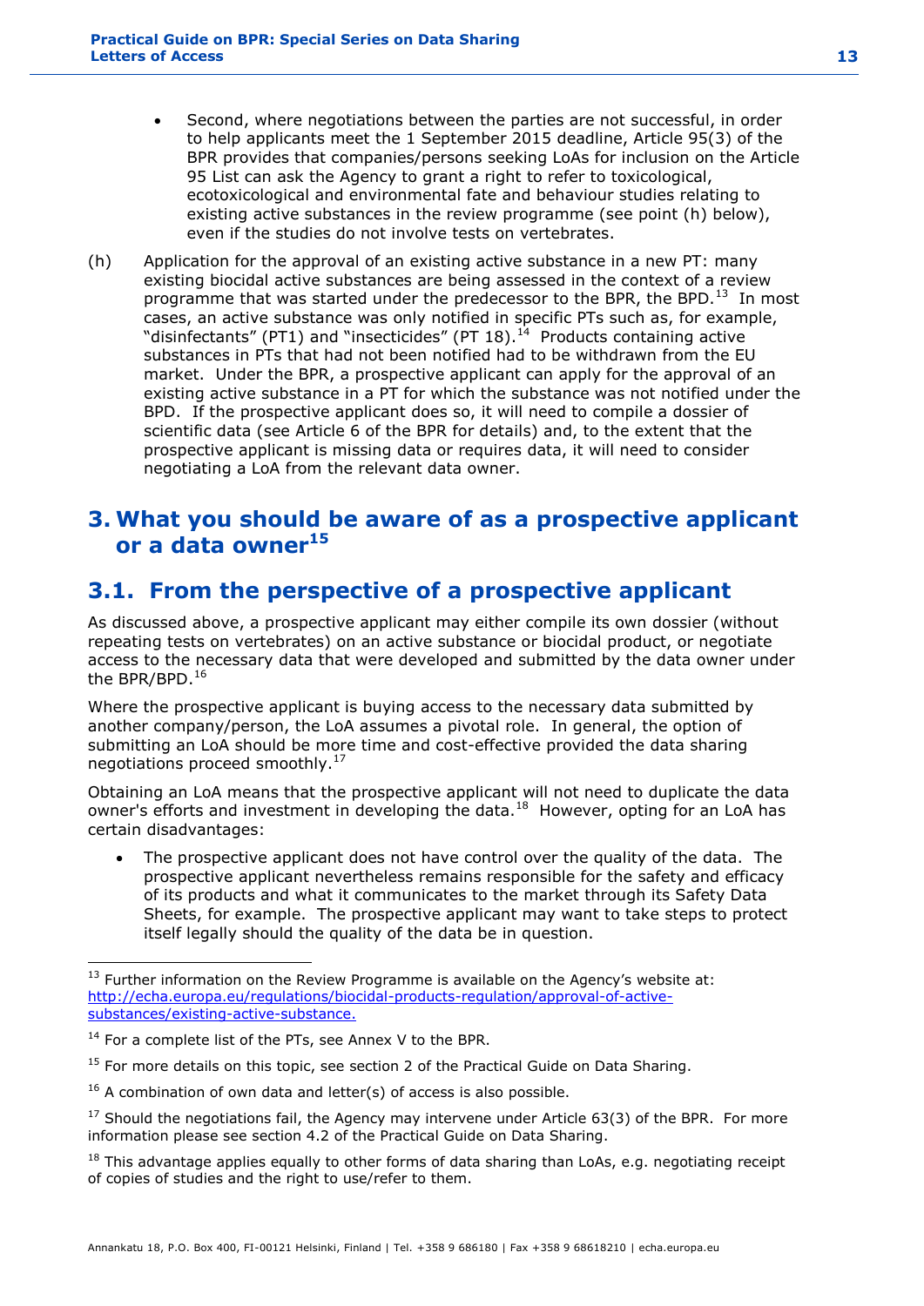- Second, where negotiations between the parties are not successful, in order to help applicants meet the 1 September 2015 deadline, Article 95(3) of the BPR provides that companies/persons seeking LoAs for inclusion on the Article 95 List can ask the Agency to grant a right to refer to toxicological, ecotoxicological and environmental fate and behaviour studies relating to existing active substances in the review programme (see point (h) below), even if the studies do not involve tests on vertebrates.

(h) Application for the approval of an existing active substance in a new PT: many existing biocidal active substances are being assessed in the context of a review programme that was started under the predecessor to the BPR, the BPD.[13] In most cases, an active substance was only notified in specific PTs such as, for example, "disinfectants" (PT1) and "insecticides" (PT 18).[14] Products containing active substances in PTs that had not been notified had to be withdrawn from the EU market. Under the BPR, a prospective applicant can apply for the approval of an existing active substance in a PT for which the substance was not notified under the BPD. If the prospective applicant does so, it will need to compile a dossier of scientific data (see Article 6 of the BPR for details) and, to the extent that the prospective applicant is missing data or requires data, it will need to consider negotiating a LoA from the relevant data owner.

# 3. What you should be aware of as a prospective applicant or a data owner[15]

## 3.1. From the perspective of a prospective applicant

As discussed above, a prospective applicant may either compile its own dossier (without repeating tests on vertebrates) on an active substance or biocidal product, or negotiate access to the necessary data that were developed and submitted by the data owner under the BPR/BPD.[16]

Where the prospective applicant is buying access to the necessary data submitted by another company/person, the LoA assumes a pivotal role. In general, the option of submitting an LoA should be more time and cost-effective provided the data sharing negotiations proceed smoothly.[17]

Obtaining an LoA means that the prospective applicant will not need to duplicate the data owner's efforts and investment in developing the data.[18] However, opting for an LoA has certain disadvantages:

- The prospective applicant does not have control over the quality of the data. The prospective applicant nevertheless remains responsible for the safety and efficacy of its products and what it communicates to the market through its Safety Data Sheets, for example. The prospective applicant may want to take steps to protect itself legally should the quality of the data be in question.

---

[13] Further information on the Review Programme is available on the Agency's website at: http://echa.europa.eu/regulations/biocidal-products-regulation/approval-of-active-substances/existing-active-substance.

[14] For a complete list of the PTs, see Annex V to the BPR.

[15] For more details on this topic, see section 2 of the Practical Guide on Data Sharing.

[16] A combination of own data and letter(s) of access is also possible.

[17] Should the negotiations fail, the Agency may intervene under Article 63(3) of the BPR. For more information please see section 4.2 of the Practical Guide on Data Sharing.

[18] This advantage applies equally to other forms of data sharing than LoAs, e.g. negotiating receipt of copies of studies and the right to use/refer to them.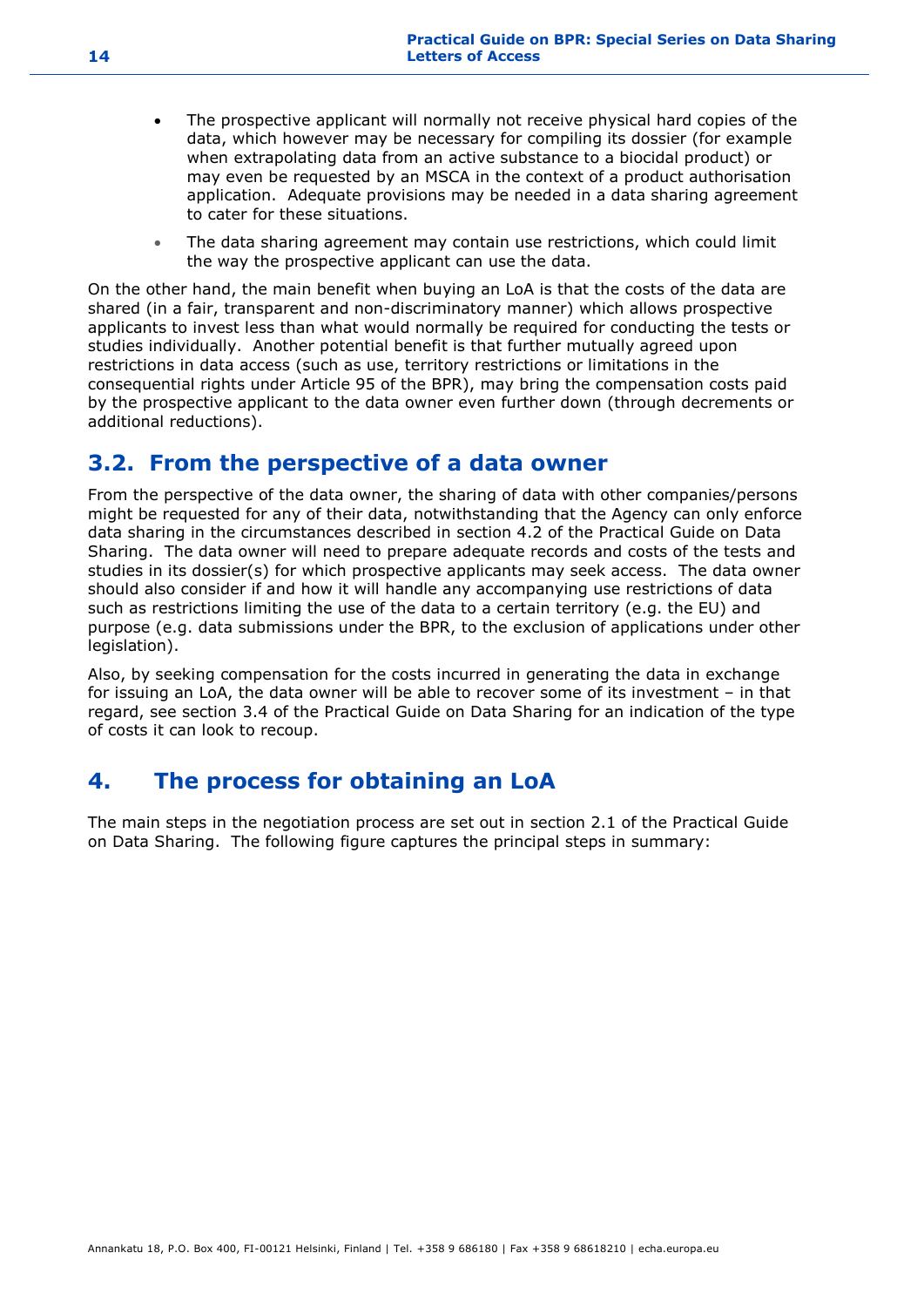- The prospective applicant will normally not receive physical hard copies of the data, which however may be necessary for compiling its dossier (for example when extrapolating data from an active substance to a biocidal product) or may even be requested by an MSCA in the context of a product authorisation application. Adequate provisions may be needed in a data sharing agreement to cater for these situations.
- The data sharing agreement may contain use restrictions, which could limit the way the prospective applicant can use the data.

On the other hand, the main benefit when buying an LoA is that the costs of the data are shared (in a fair, transparent and non-discriminatory manner) which allows prospective applicants to invest less than what would normally be required for conducting the tests or studies individually. Another potential benefit is that further mutually agreed upon restrictions in data access (such as use, territory restrictions or limitations in the consequential rights under Article 95 of the BPR), may bring the compensation costs paid by the prospective applicant to the data owner even further down (through decrements or additional reductions).

## 3.2. From the perspective of a data owner

From the perspective of the data owner, the sharing of data with other companies/persons might be requested for any of their data, notwithstanding that the Agency can only enforce data sharing in the circumstances described in section 4.2 of the Practical Guide on Data Sharing. The data owner will need to prepare adequate records and costs of the tests and studies in its dossier(s) for which prospective applicants may seek access. The data owner should also consider if and how it will handle any accompanying use restrictions of data such as restrictions limiting the use of the data to a certain territory (e.g. the EU) and purpose (e.g. data submissions under the BPR, to the exclusion of applications under other legislation).

Also, by seeking compensation for the costs incurred in generating the data in exchange for issuing an LoA, the data owner will be able to recover some of its investment – in that regard, see section 3.4 of the Practical Guide on Data Sharing for an indication of the type of costs it can look to recoup.

# 4. The process for obtaining an LoA

The main steps in the negotiation process are set out in section 2.1 of the Practical Guide on Data Sharing. The following figure captures the principal steps in summary: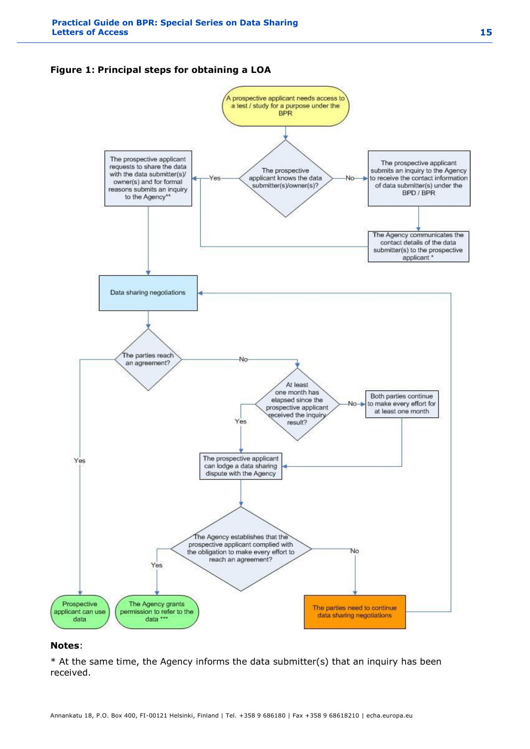**Figure 1: Principal steps for obtaining a LOA**

A prospective applicant needs access to a test / study for a purpose under the BPR

The prospective applicant knows the data submitter(s)/owner(s)?

- Yes → The prospective applicant requests to share the data with the data submitter(s)/ owner(s) and for formal reasons submits an inquiry to the Agency**
- No → The prospective applicant submits an inquiry to the Agency to receive the contact information of data submitter(s) under the BPD / BPR → The Agency communicates the contact details of the data submitter(s) to the prospective applicant *

Data sharing negotiations

The parties reach an agreement?

- Yes → Prospective applicant can use data
- No → At least one month has elapsed since the prospective applicant received the inquiry result?
  - No → Both parties continue to make every effort for at least one month
  - Yes → The prospective applicant can lodge a data sharing dispute with the Agency

The Agency establishes that the prospective applicant complied with the obligation to make every effort to reach an agreement?

- Yes → The Agency grants permission to refer to the data ***
- No → The parties need to continue data sharing negotiations

**Notes**:

* At the same time, the Agency informs the data submitter(s) that an inquiry has been received.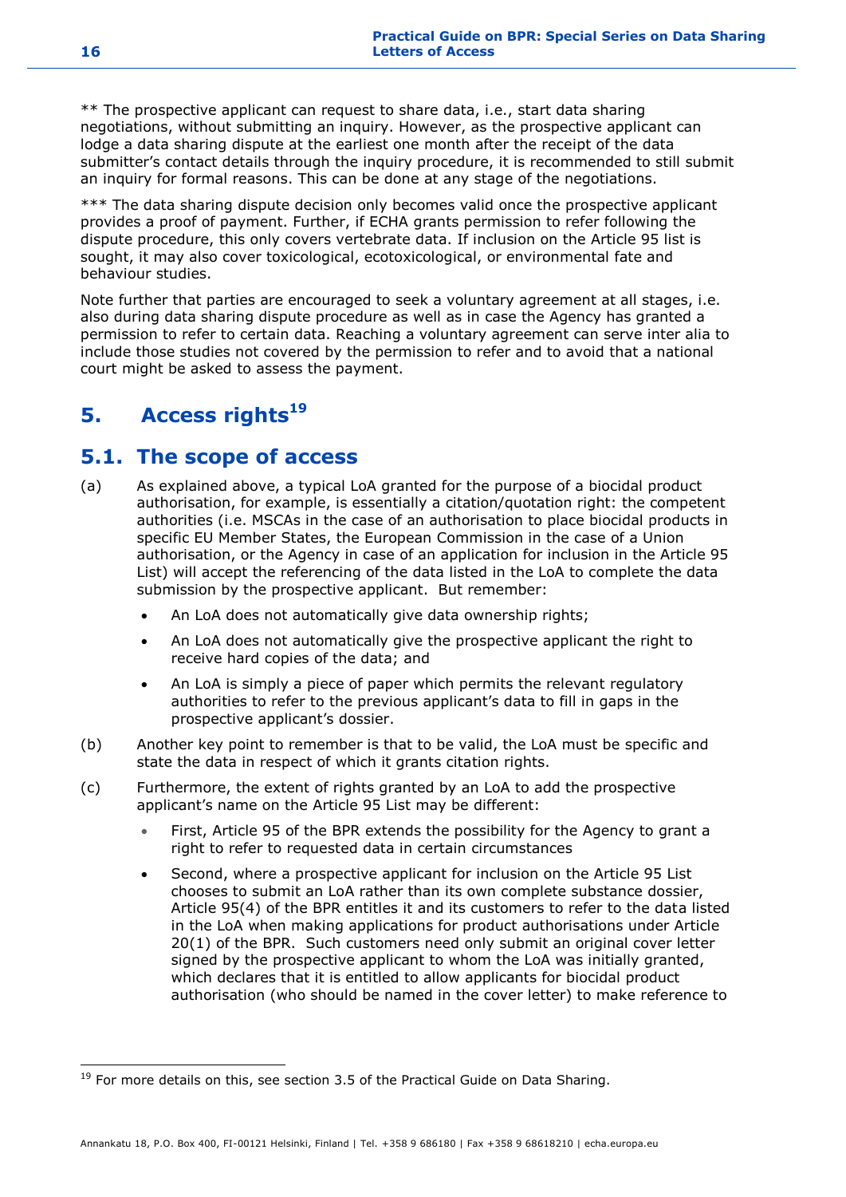** The prospective applicant can request to share data, i.e., start data sharing negotiations, without submitting an inquiry. However, as the prospective applicant can lodge a data sharing dispute at the earliest one month after the receipt of the data submitter's contact details through the inquiry procedure, it is recommended to still submit an inquiry for formal reasons. This can be done at any stage of the negotiations.

*** The data sharing dispute decision only becomes valid once the prospective applicant provides a proof of payment. Further, if ECHA grants permission to refer following the dispute procedure, this only covers vertebrate data. If inclusion on the Article 95 list is sought, it may also cover toxicological, ecotoxicological, or environmental fate and behaviour studies.

Note further that parties are encouraged to seek a voluntary agreement at all stages, i.e. also during data sharing dispute procedure as well as in case the Agency has granted a permission to refer to certain data. Reaching a voluntary agreement can serve inter alia to include those studies not covered by the permission to refer and to avoid that a national court might be asked to assess the payment.

# 5. Access rights[19]

## 5.1. The scope of access

(a) As explained above, a typical LoA granted for the purpose of a biocidal product authorisation, for example, is essentially a citation/quotation right: the competent authorities (i.e. MSCAs in the case of an authorisation to place biocidal products in specific EU Member States, the European Commission in the case of a Union authorisation, or the Agency in case of an application for inclusion in the Article 95 List) will accept the referencing of the data listed in the LoA to complete the data submission by the prospective applicant. But remember:

- An LoA does not automatically give data ownership rights;
- An LoA does not automatically give the prospective applicant the right to receive hard copies of the data; and
- An LoA is simply a piece of paper which permits the relevant regulatory authorities to refer to the previous applicant's data to fill in gaps in the prospective applicant's dossier.

(b) Another key point to remember is that to be valid, the LoA must be specific and state the data in respect of which it grants citation rights.

(c) Furthermore, the extent of rights granted by an LoA to add the prospective applicant's name on the Article 95 List may be different:

- First, Article 95 of the BPR extends the possibility for the Agency to grant a right to refer to requested data in certain circumstances
- Second, where a prospective applicant for inclusion on the Article 95 List chooses to submit an LoA rather than its own complete substance dossier, Article 95(4) of the BPR entitles it and its customers to refer to the data listed in the LoA when making applications for product authorisations under Article 20(1) of the BPR. Such customers need only submit an original cover letter signed by the prospective applicant to whom the LoA was initially granted, which declares that it is entitled to allow applicants for biocidal product authorisation (who should be named in the cover letter) to make reference to

[19] For more details on this, see section 3.5 of the Practical Guide on Data Sharing.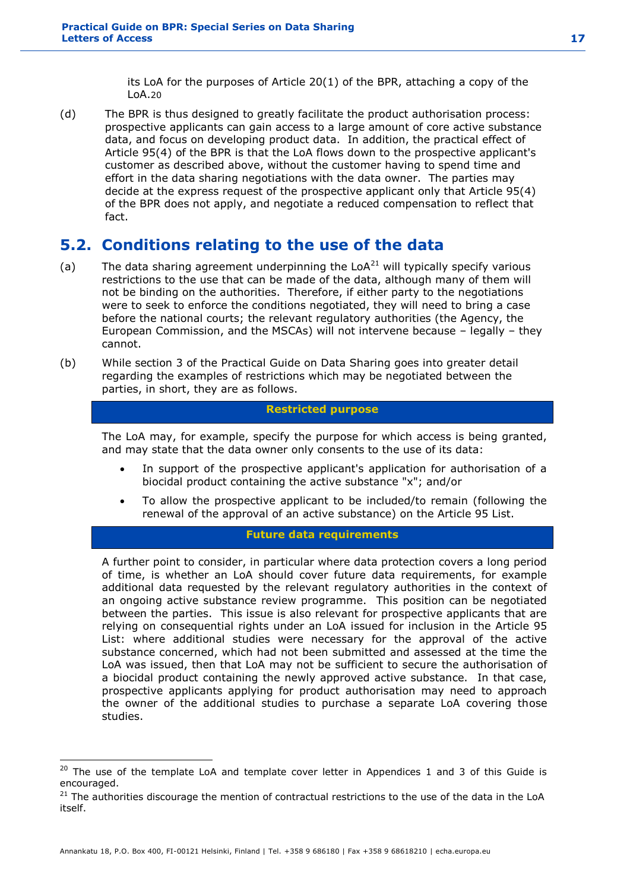its LoA for the purposes of Article 20(1) of the BPR, attaching a copy of the LoA.[20]

(d) The BPR is thus designed to greatly facilitate the product authorisation process: prospective applicants can gain access to a large amount of core active substance data, and focus on developing product data. In addition, the practical effect of Article 95(4) of the BPR is that the LoA flows down to the prospective applicant's customer as described above, without the customer having to spend time and effort in the data sharing negotiations with the data owner. The parties may decide at the express request of the prospective applicant only that Article 95(4) of the BPR does not apply, and negotiate a reduced compensation to reflect that fact.

## 5.2. Conditions relating to the use of the data

(a) The data sharing agreement underpinning the LoA[21] will typically specify various restrictions to the use that can be made of the data, although many of them will not be binding on the authorities. Therefore, if either party to the negotiations were to seek to enforce the conditions negotiated, they will need to bring a case before the national courts; the relevant regulatory authorities (the Agency, the European Commission, and the MSCAs) will not intervene because – legally – they cannot.

(b) While section 3 of the Practical Guide on Data Sharing goes into greater detail regarding the examples of restrictions which may be negotiated between the parties, in short, they are as follows.

**Restricted purpose**

The LoA may, for example, specify the purpose for which access is being granted, and may state that the data owner only consents to the use of its data:

- In support of the prospective applicant's application for authorisation of a biocidal product containing the active substance "x"; and/or
- To allow the prospective applicant to be included/to remain (following the renewal of the approval of an active substance) on the Article 95 List.

**Future data requirements**

A further point to consider, in particular where data protection covers a long period of time, is whether an LoA should cover future data requirements, for example additional data requested by the relevant regulatory authorities in the context of an ongoing active substance review programme. This position can be negotiated between the parties. This issue is also relevant for prospective applicants that are relying on consequential rights under an LoA issued for inclusion in the Article 95 List: where additional studies were necessary for the approval of the active substance concerned, which had not been submitted and assessed at the time the LoA was issued, then that LoA may not be sufficient to secure the authorisation of a biocidal product containing the newly approved active substance. In that case, prospective applicants applying for product authorisation may need to approach the owner of the additional studies to purchase a separate LoA covering those studies.

---

[20] The use of the template LoA and template cover letter in Appendices 1 and 3 of this Guide is encouraged.

[21] The authorities discourage the mention of contractual restrictions to the use of the data in the LoA itself.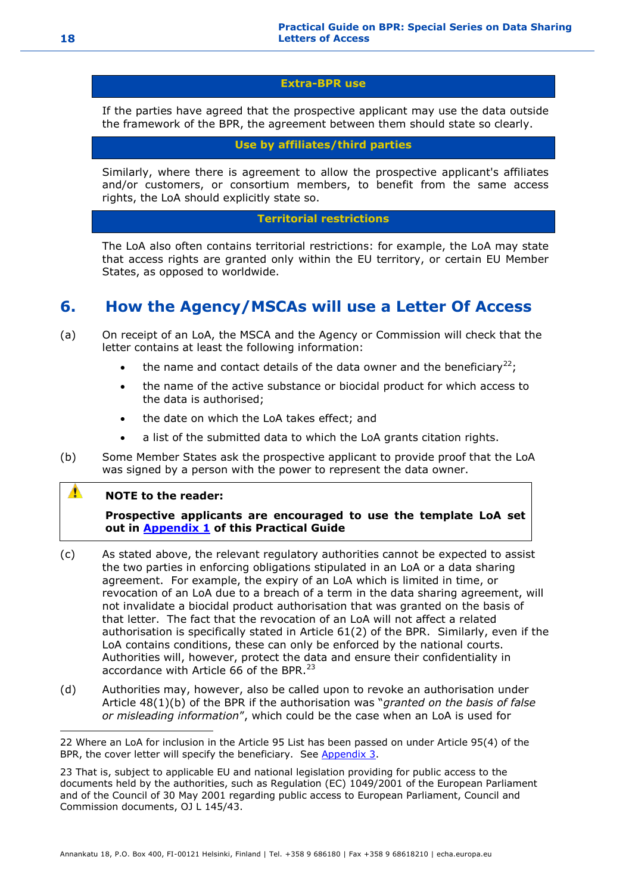**Extra-BPR use**

If the parties have agreed that the prospective applicant may use the data outside the framework of the BPR, the agreement between them should state so clearly.

**Use by affiliates/third parties**

Similarly, where there is agreement to allow the prospective applicant's affiliates and/or customers, or consortium members, to benefit from the same access rights, the LoA should explicitly state so.

**Territorial restrictions**

The LoA also often contains territorial restrictions: for example, the LoA may state that access rights are granted only within the EU territory, or certain EU Member States, as opposed to worldwide.

## 6. How the Agency/MSCAs will use a Letter Of Access

(a) On receipt of an LoA, the MSCA and the Agency or Commission will check that the letter contains at least the following information:

- the name and contact details of the data owner and the beneficiary[22];
- the name of the active substance or biocidal product for which access to the data is authorised;
- the date on which the LoA takes effect; and
- a list of the submitted data to which the LoA grants citation rights.

(b) Some Member States ask the prospective applicant to provide proof that the LoA was signed by a person with the power to represent the data owner.

> **NOTE to the reader:**
>
> **Prospective applicants are encouraged to use the template LoA set out in [Appendix 1](#) of this Practical Guide**

(c) As stated above, the relevant regulatory authorities cannot be expected to assist the two parties in enforcing obligations stipulated in an LoA or a data sharing agreement. For example, the expiry of an LoA which is limited in time, or revocation of an LoA due to a breach of a term in the data sharing agreement, will not invalidate a biocidal product authorisation that was granted on the basis of that letter. The fact that the revocation of an LoA will not affect a related authorisation is specifically stated in Article 61(2) of the BPR. Similarly, even if the LoA contains conditions, these can only be enforced by the national courts. Authorities will, however, protect the data and ensure their confidentiality in accordance with Article 66 of the BPR.[23]

(d) Authorities may, however, also be called upon to revoke an authorisation under Article 48(1)(b) of the BPR if the authorisation was "*granted on the basis of false or misleading information*", which could be the case when an LoA is used for

---

22 Where an LoA for inclusion in the Article 95 List has been passed on under Article 95(4) of the BPR, the cover letter will specify the beneficiary. See [Appendix 3](#).

23 That is, subject to applicable EU and national legislation providing for public access to the documents held by the authorities, such as Regulation (EC) 1049/2001 of the European Parliament and of the Council of 30 May 2001 regarding public access to European Parliament, Council and Commission documents, OJ L 145/43.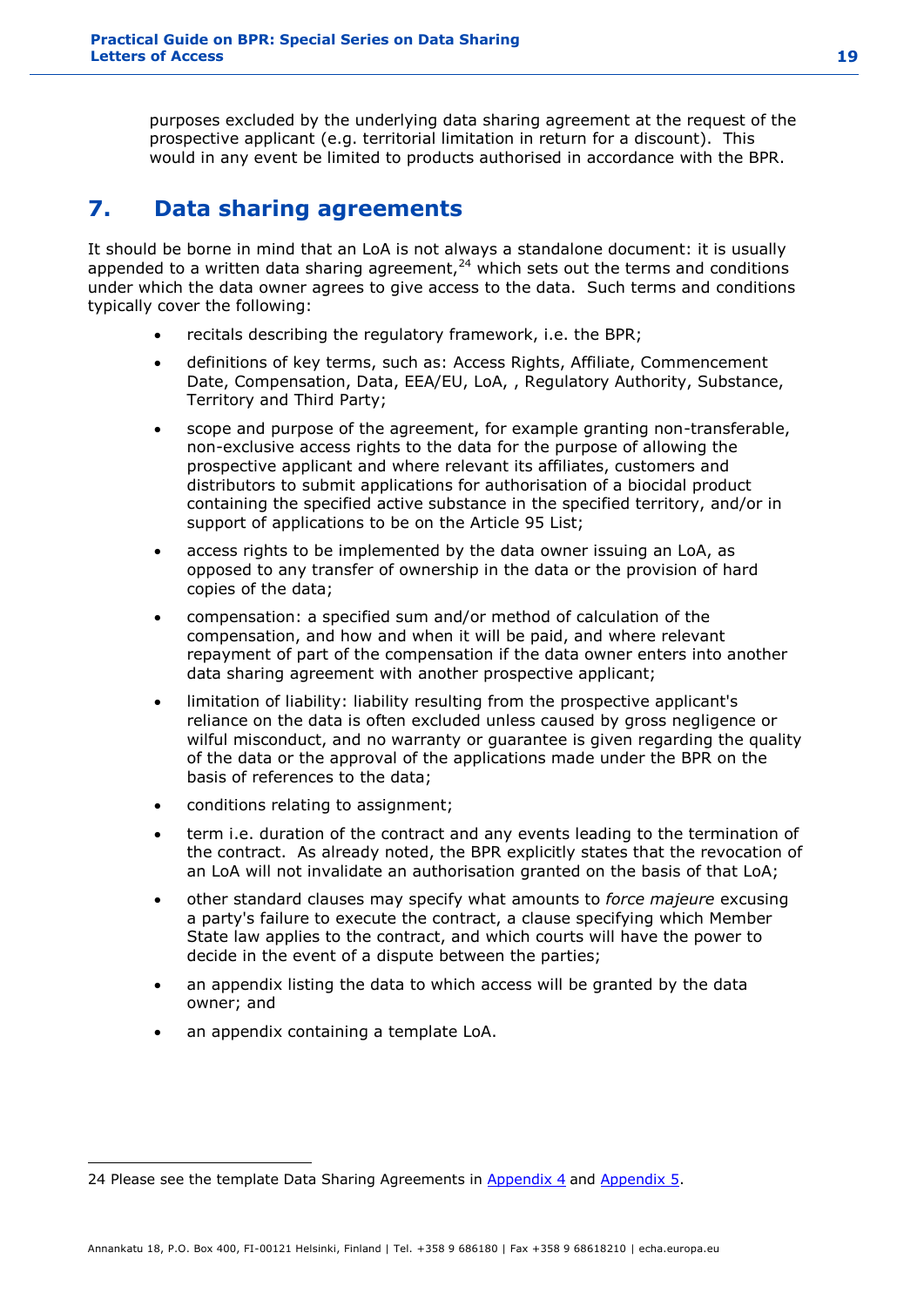purposes excluded by the underlying data sharing agreement at the request of the prospective applicant (e.g. territorial limitation in return for a discount). This would in any event be limited to products authorised in accordance with the BPR.

# 7. Data sharing agreements

It should be borne in mind that an LoA is not always a standalone document: it is usually appended to a written data sharing agreement,[24] which sets out the terms and conditions under which the data owner agrees to give access to the data. Such terms and conditions typically cover the following:

- recitals describing the regulatory framework, i.e. the BPR;
- definitions of key terms, such as: Access Rights, Affiliate, Commencement Date, Compensation, Data, EEA/EU, LoA, , Regulatory Authority, Substance, Territory and Third Party;
- scope and purpose of the agreement, for example granting non-transferable, non-exclusive access rights to the data for the purpose of allowing the prospective applicant and where relevant its affiliates, customers and distributors to submit applications for authorisation of a biocidal product containing the specified active substance in the specified territory, and/or in support of applications to be on the Article 95 List;
- access rights to be implemented by the data owner issuing an LoA, as opposed to any transfer of ownership in the data or the provision of hard copies of the data;
- compensation: a specified sum and/or method of calculation of the compensation, and how and when it will be paid, and where relevant repayment of part of the compensation if the data owner enters into another data sharing agreement with another prospective applicant;
- limitation of liability: liability resulting from the prospective applicant's reliance on the data is often excluded unless caused by gross negligence or wilful misconduct, and no warranty or guarantee is given regarding the quality of the data or the approval of the applications made under the BPR on the basis of references to the data;
- conditions relating to assignment;
- term i.e. duration of the contract and any events leading to the termination of the contract. As already noted, the BPR explicitly states that the revocation of an LoA will not invalidate an authorisation granted on the basis of that LoA;
- other standard clauses may specify what amounts to *force majeure* excusing a party's failure to execute the contract, a clause specifying which Member State law applies to the contract, and which courts will have the power to decide in the event of a dispute between the parties;
- an appendix listing the data to which access will be granted by the data owner; and
- an appendix containing a template LoA.

---

24 Please see the template Data Sharing Agreements in Appendix 4 and Appendix 5.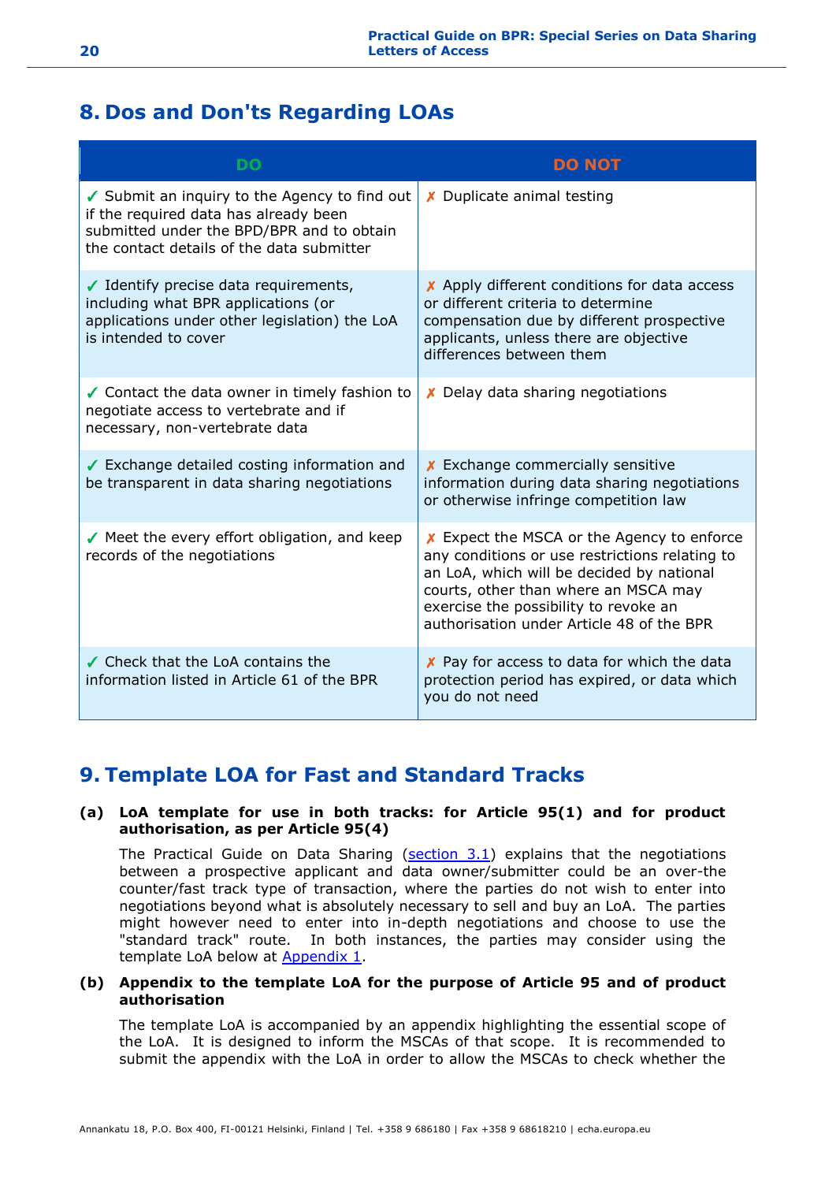## 8. Dos and Don'ts Regarding LOAs

| DO | DO NOT |
|---|---|
| ✓ Submit an inquiry to the Agency to find out if the required data has already been submitted under the BPD/BPR and to obtain the contact details of the data submitter | ✗ Duplicate animal testing |
| ✓ Identify precise data requirements, including what BPR applications (or applications under other legislation) the LoA is intended to cover | ✗ Apply different conditions for data access or different criteria to determine compensation due by different prospective applicants, unless there are objective differences between them |
| ✓ Contact the data owner in timely fashion to negotiate access to vertebrate and if necessary, non-vertebrate data | ✗ Delay data sharing negotiations |
| ✓ Exchange detailed costing information and be transparent in data sharing negotiations | ✗ Exchange commercially sensitive information during data sharing negotiations or otherwise infringe competition law |
| ✓ Meet the every effort obligation, and keep records of the negotiations | ✗ Expect the MSCA or the Agency to enforce any conditions or use restrictions relating to an LoA, which will be decided by national courts, other than where an MSCA may exercise the possibility to revoke an authorisation under Article 48 of the BPR |
| ✓ Check that the LoA contains the information listed in Article 61 of the BPR | ✗ Pay for access to data for which the data protection period has expired, or data which you do not need |

## 9. Template LOA for Fast and Standard Tracks

**(a) LoA template for use in both tracks: for Article 95(1) and for product authorisation, as per Article 95(4)**

The Practical Guide on Data Sharing (section 3.1) explains that the negotiations between a prospective applicant and data owner/submitter could be an over-the counter/fast track type of transaction, where the parties do not wish to enter into negotiations beyond what is absolutely necessary to sell and buy an LoA. The parties might however need to enter into in-depth negotiations and choose to use the "standard track" route. In both instances, the parties may consider using the template LoA below at Appendix 1.

**(b) Appendix to the template LoA for the purpose of Article 95 and of product authorisation**

The template LoA is accompanied by an appendix highlighting the essential scope of the LoA. It is designed to inform the MSCAs of that scope. It is recommended to submit the appendix with the LoA in order to allow the MSCAs to check whether the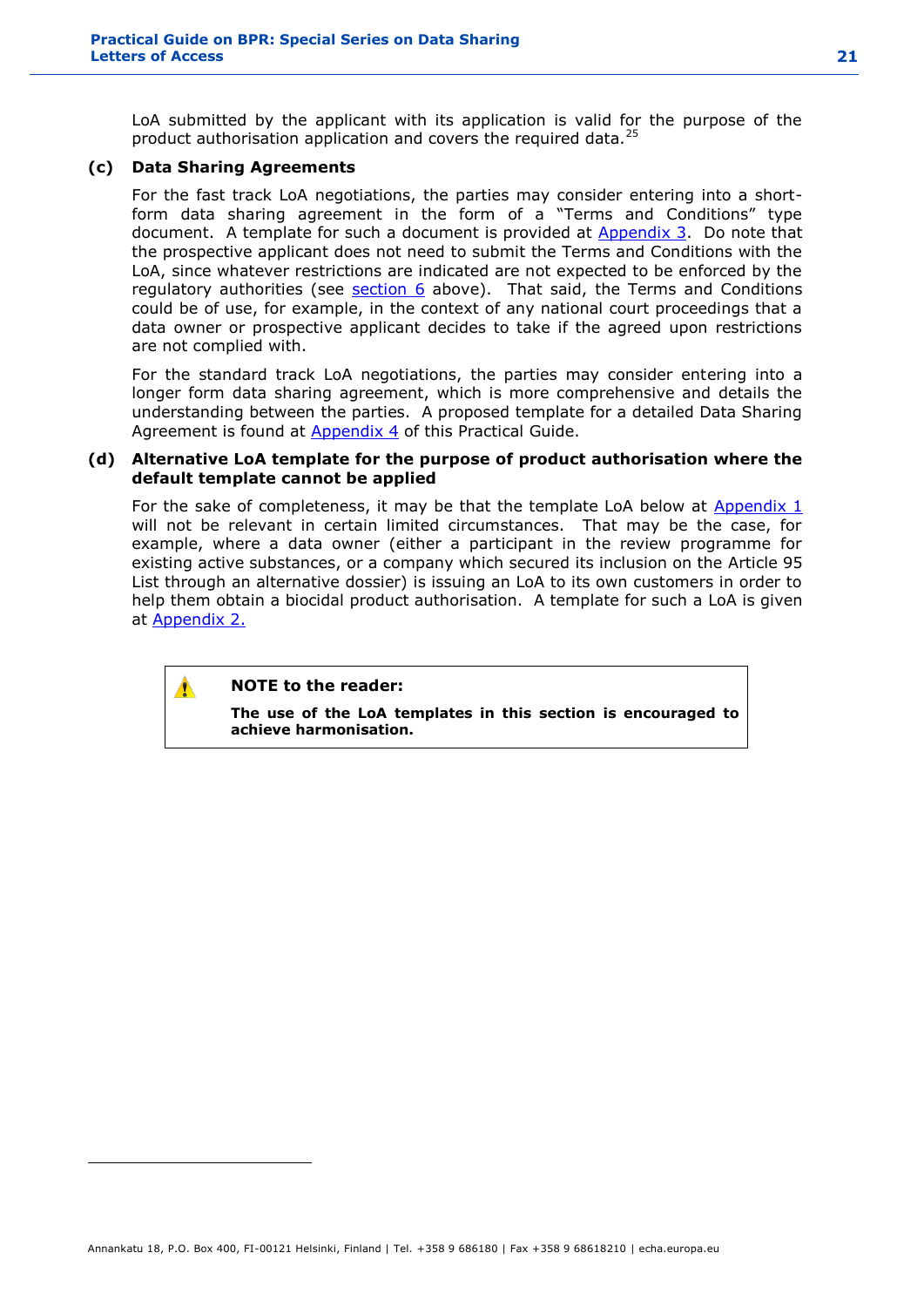LoA submitted by the applicant with its application is valid for the purpose of the product authorisation application and covers the required data.[25]

### (c) Data Sharing Agreements

For the fast track LoA negotiations, the parties may consider entering into a short-form data sharing agreement in the form of a "Terms and Conditions" type document. A template for such a document is provided at Appendix 3. Do note that the prospective applicant does not need to submit the Terms and Conditions with the LoA, since whatever restrictions are indicated are not expected to be enforced by the regulatory authorities (see section 6 above). That said, the Terms and Conditions could be of use, for example, in the context of any national court proceedings that a data owner or prospective applicant decides to take if the agreed upon restrictions are not complied with.

For the standard track LoA negotiations, the parties may consider entering into a longer form data sharing agreement, which is more comprehensive and details the understanding between the parties. A proposed template for a detailed Data Sharing Agreement is found at Appendix 4 of this Practical Guide.

### (d) Alternative LoA template for the purpose of product authorisation where the default template cannot be applied

For the sake of completeness, it may be that the template LoA below at Appendix 1 will not be relevant in certain limited circumstances. That may be the case, for example, where a data owner (either a participant in the review programme for existing active substances, or a company which secured its inclusion on the Article 95 List through an alternative dossier) is issuing an LoA to its own customers in order to help them obtain a biocidal product authorisation. A template for such a LoA is given at Appendix 2.

> **NOTE to the reader:**
>
> **The use of the LoA templates in this section is encouraged to achieve harmonisation.**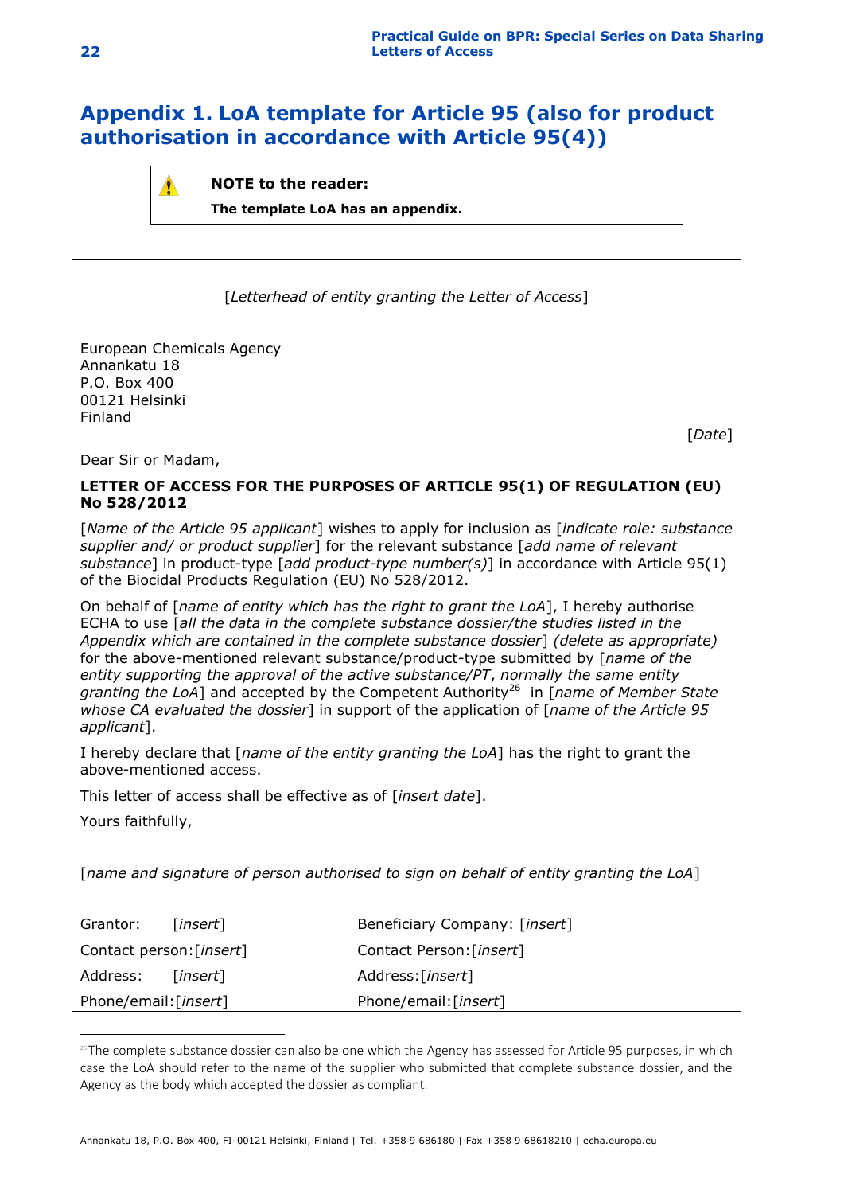# Appendix 1. LoA template for Article 95 (also for product authorisation in accordance with Article 95(4))

> **NOTE to the reader:**
>
> **The template LoA has an appendix.**

[*Letterhead of entity granting the Letter of Access*]

European Chemicals Agency
Annankatu 18
P.O. Box 400
00121 Helsinki
Finland

[*Date*]

Dear Sir or Madam,

**LETTER OF ACCESS FOR THE PURPOSES OF ARTICLE 95(1) OF REGULATION (EU) No 528/2012**

[*Name of the Article 95 applicant*] wishes to apply for inclusion as [*indicate role: substance supplier and/ or product supplier*] for the relevant substance [*add name of relevant substance*] in product-type [*add product-type number(s)*] in accordance with Article 95(1) of the Biocidal Products Regulation (EU) No 528/2012.

On behalf of [*name of entity which has the right to grant the LoA*], I hereby authorise ECHA to use [*all the data in the complete substance dossier/the studies listed in the Appendix which are contained in the complete substance dossier*] *(delete as appropriate)* for the above-mentioned relevant substance/product-type submitted by [*name of the entity supporting the approval of the active substance/PT*, *normally the same entity granting the LoA*] and accepted by the Competent Authority[26] in [*name of Member State whose CA evaluated the dossier*] in support of the application of [*name of the Article 95 applicant*].

I hereby declare that [*name of the entity granting the LoA*] has the right to grant the above-mentioned access.

This letter of access shall be effective as of [*insert date*].

Yours faithfully,

[*name and signature of person authorised to sign on behalf of entity granting the LoA*]

| | |
|---|---|
| Grantor: [*insert*] | Beneficiary Company: [*insert*] |
| Contact person: [*insert*] | Contact Person: [*insert*] |
| Address: [*insert*] | Address: [*insert*] |
| Phone/email: [*insert*] | Phone/email: [*insert*] |

[26] The complete substance dossier can also be one which the Agency has assessed for Article 95 purposes, in which case the LoA should refer to the name of the supplier who submitted that complete substance dossier, and the Agency as the body which accepted the dossier as compliant.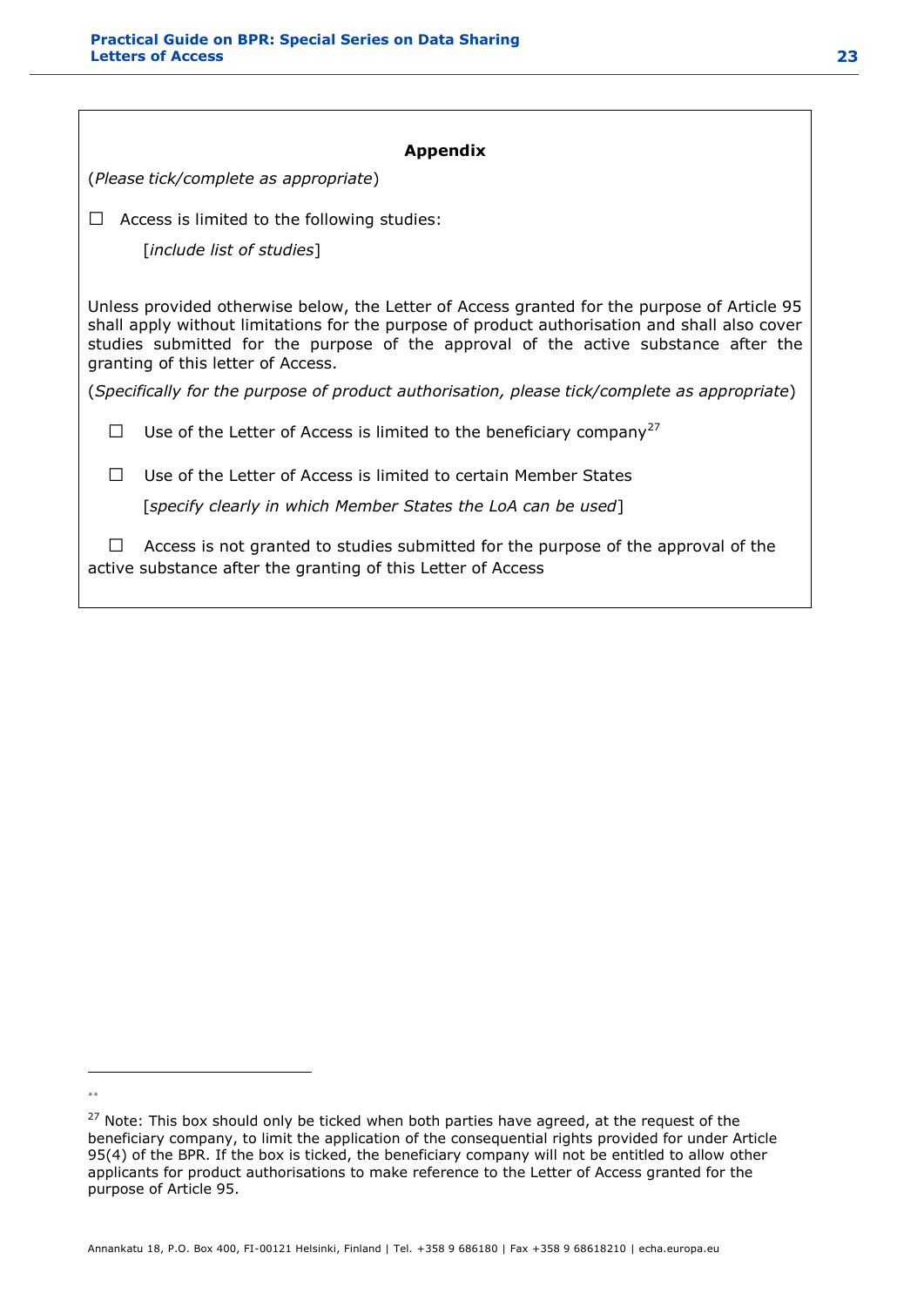**Appendix**

(*Please tick/complete as appropriate*)

☐ Access is limited to the following studies:

[*include list of studies*]

Unless provided otherwise below, the Letter of Access granted for the purpose of Article 95 shall apply without limitations for the purpose of product authorisation and shall also cover studies submitted for the purpose of the approval of the active substance after the granting of this letter of Access.

(*Specifically for the purpose of product authorisation, please tick/complete as appropriate*)

☐ Use of the Letter of Access is limited to the beneficiary company[27]

☐ Use of the Letter of Access is limited to certain Member States

[*specify clearly in which Member States the LoA can be used*]

☐ Access is not granted to studies submitted for the purpose of the approval of the active substance after the granting of this Letter of Access

---

[27] Note: This box should only be ticked when both parties have agreed, at the request of the beneficiary company, to limit the application of the consequential rights provided for under Article 95(4) of the BPR. If the box is ticked, the beneficiary company will not be entitled to allow other applicants for product authorisations to make reference to the Letter of Access granted for the purpose of Article 95.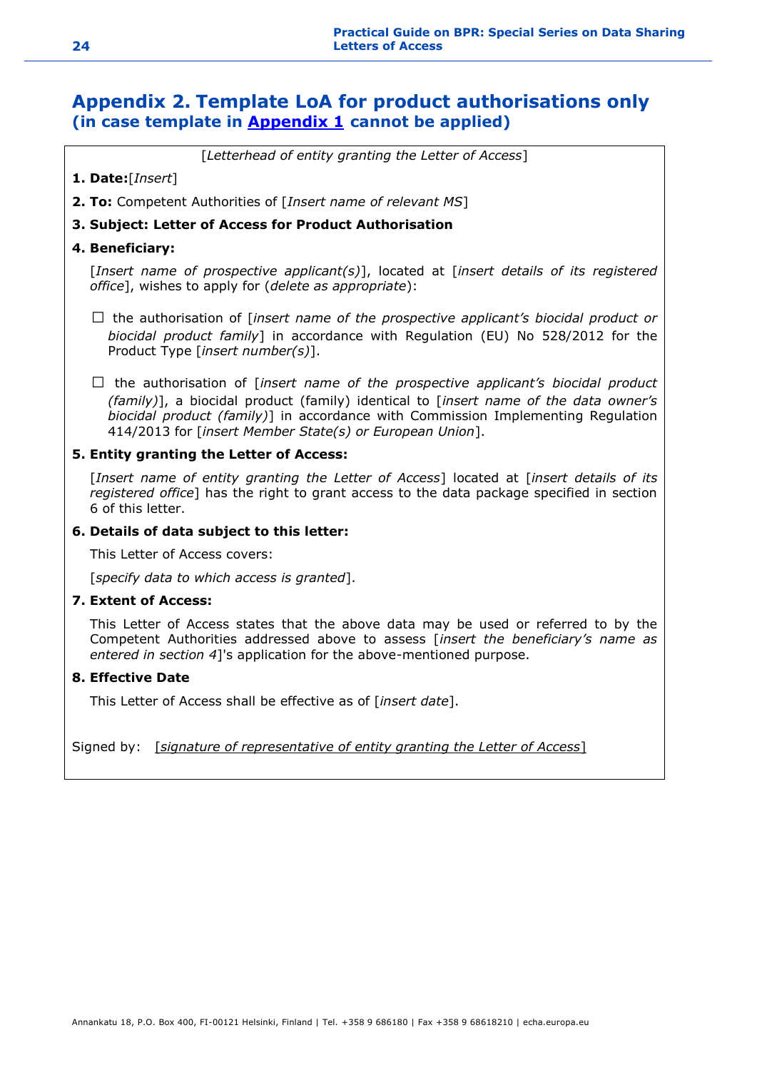# Appendix 2. Template LoA for product authorisations only
## (in case template in Appendix 1 cannot be applied)

[*Letterhead of entity granting the Letter of Access*]

**1. Date:**[*Insert*]

**2. To:** Competent Authorities of [*Insert name of relevant MS*]

**3. Subject: Letter of Access for Product Authorisation**

**4. Beneficiary:**

[*Insert name of prospective applicant(s)*], located at [*insert details of its registered office*], wishes to apply for (*delete as appropriate*):

☐ the authorisation of [*insert name of the prospective applicant's biocidal product or biocidal product family*] in accordance with Regulation (EU) No 528/2012 for the Product Type [*insert number(s)*].

☐ the authorisation of [*insert name of the prospective applicant's biocidal product (family)*], a biocidal product (family) identical to [*insert name of the data owner's biocidal product (family)*] in accordance with Commission Implementing Regulation 414/2013 for [*insert Member State(s) or European Union*].

**5. Entity granting the Letter of Access:**

[*Insert name of entity granting the Letter of Access*] located at [*insert details of its registered office*] has the right to grant access to the data package specified in section 6 of this letter.

**6. Details of data subject to this letter:**

This Letter of Access covers:

[*specify data to which access is granted*].

**7. Extent of Access:**

This Letter of Access states that the above data may be used or referred to by the Competent Authorities addressed above to assess [*insert the beneficiary's name as entered in section 4*]'s application for the above-mentioned purpose.

**8. Effective Date**

This Letter of Access shall be effective as of [*insert date*].

Signed by: [*signature of representative of entity granting the Letter of Access*]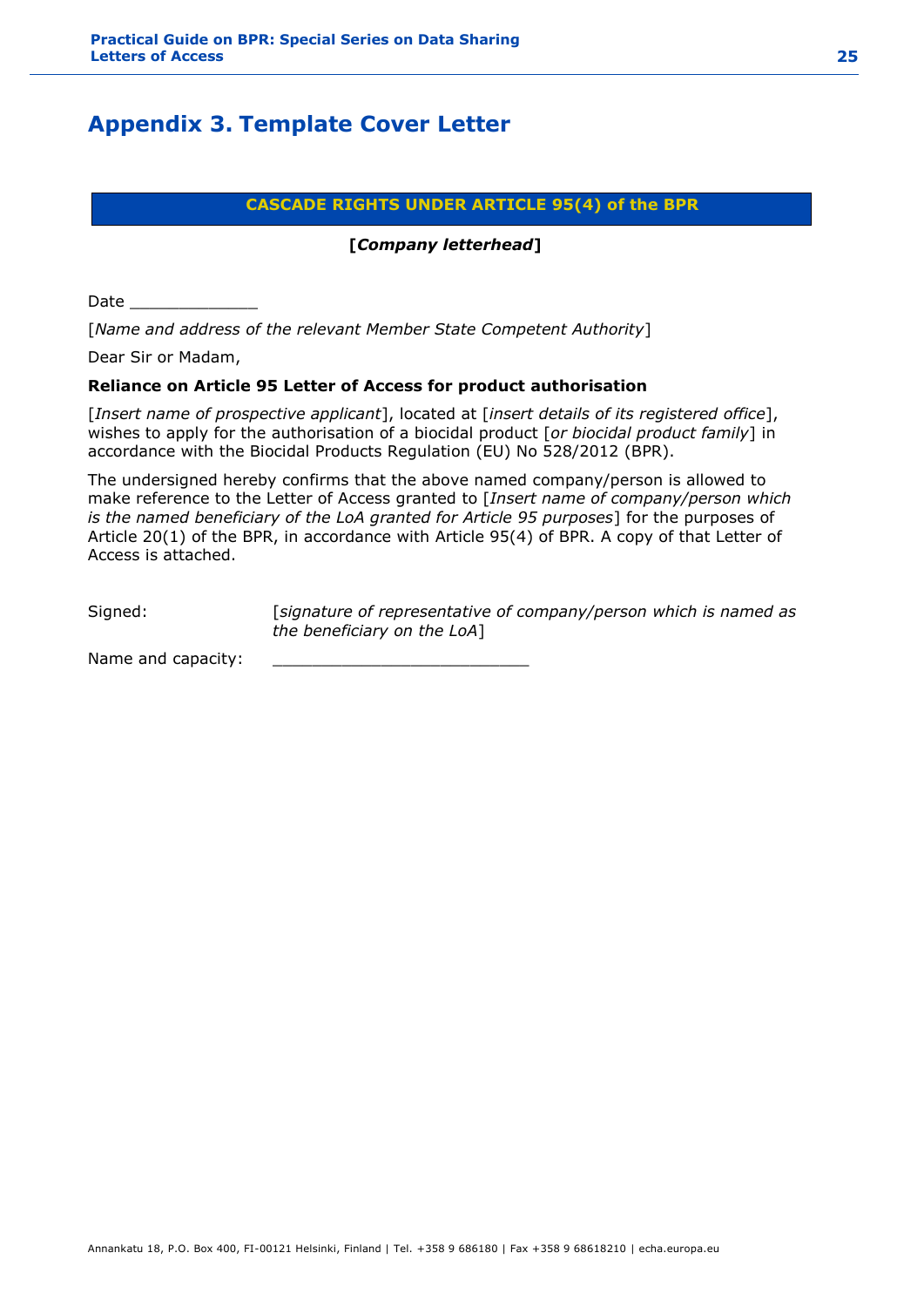# Appendix 3. Template Cover Letter

**CASCADE RIGHTS UNDER ARTICLE 95(4) of the BPR**

**[*Company letterhead*]**

Date _____________

[*Name and address of the relevant Member State Competent Authority*]

Dear Sir or Madam,

**Reliance on Article 95 Letter of Access for product authorisation**

[*Insert name of prospective applicant*], located at [*insert details of its registered office*], wishes to apply for the authorisation of a biocidal product [*or biocidal product family*] in accordance with the Biocidal Products Regulation (EU) No 528/2012 (BPR).

The undersigned hereby confirms that the above named company/person is allowed to make reference to the Letter of Access granted to [*Insert name of company/person which is the named beneficiary of the LoA granted for Article 95 purposes*] for the purposes of Article 20(1) of the BPR, in accordance with Article 95(4) of BPR. A copy of that Letter of Access is attached.

Signed: [*signature of representative of company/person which is named as the beneficiary on the LoA*]

Name and capacity: _________________________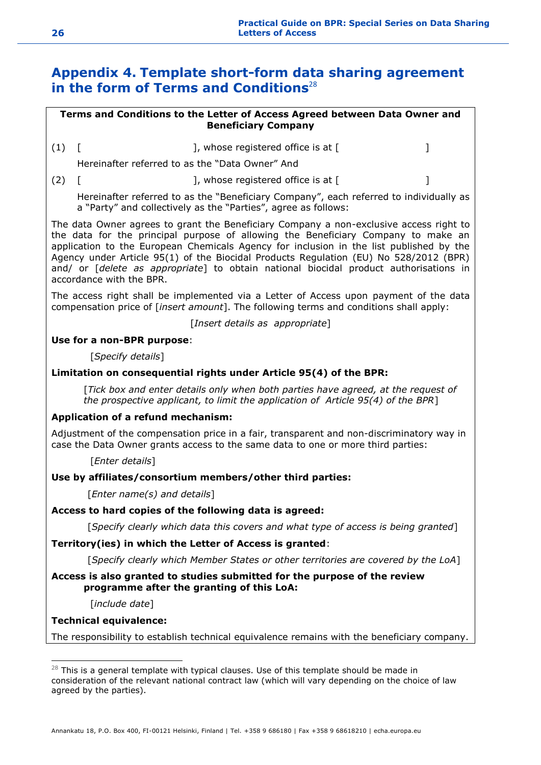# Appendix 4. Template short-form data sharing agreement in the form of Terms and Conditions[28]

**Terms and Conditions to the Letter of Access Agreed between Data Owner and Beneficiary Company**

(1) [ ], whose registered office is at [ ]

Hereinafter referred to as the "Data Owner" And

(2) [ ], whose registered office is at [ ]

Hereinafter referred to as the "Beneficiary Company", each referred to individually as a "Party" and collectively as the "Parties", agree as follows:

The data Owner agrees to grant the Beneficiary Company a non-exclusive access right to the data for the principal purpose of allowing the Beneficiary Company to make an application to the European Chemicals Agency for inclusion in the list published by the Agency under Article 95(1) of the Biocidal Products Regulation (EU) No 528/2012 (BPR) and/ or [*delete as appropriate*] to obtain national biocidal product authorisations in accordance with the BPR.

The access right shall be implemented via a Letter of Access upon payment of the data compensation price of [*insert amount*]. The following terms and conditions shall apply:

[*Insert details as appropriate*]

**Use for a non-BPR purpose**:

[*Specify details*]

**Limitation on consequential rights under Article 95(4) of the BPR:**

[*Tick box and enter details only when both parties have agreed, at the request of the prospective applicant, to limit the application of Article 95(4) of the BPR*]

**Application of a refund mechanism:**

Adjustment of the compensation price in a fair, transparent and non-discriminatory way in case the Data Owner grants access to the same data to one or more third parties:

[*Enter details*]

**Use by affiliates/consortium members/other third parties:**

[*Enter name(s) and details*]

**Access to hard copies of the following data is agreed:**

[*Specify clearly which data this covers and what type of access is being granted*]

**Territory(ies) in which the Letter of Access is granted**:

[*Specify clearly which Member States or other territories are covered by the LoA*]

**Access is also granted to studies submitted for the purpose of the review programme after the granting of this LoA:**

[*include date*]

**Technical equivalence:**

The responsibility to establish technical equivalence remains with the beneficiary company.

---

[28] This is a general template with typical clauses. Use of this template should be made in consideration of the relevant national contract law (which will vary depending on the choice of law agreed by the parties).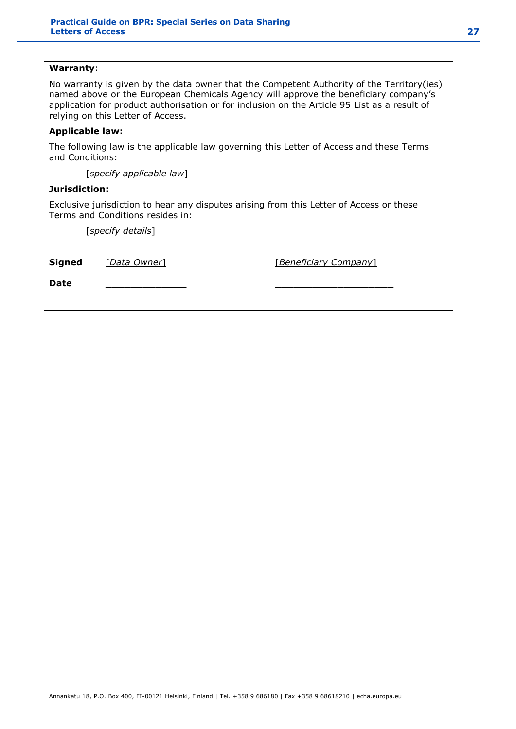**Warranty**:

No warranty is given by the data owner that the Competent Authority of the Territory(ies) named above or the European Chemicals Agency will approve the beneficiary company's application for product authorisation or for inclusion on the Article 95 List as a result of relying on this Letter of Access.

**Applicable law:**

The following law is the applicable law governing this Letter of Access and these Terms and Conditions:

[*specify applicable law*]

**Jurisdiction:**

Exclusive jurisdiction to hear any disputes arising from this Letter of Access or these Terms and Conditions resides in:

[*specify details*]

| | | |
|---|---|---|
| **Signed** | [*Data Owner*] | [*Beneficiary Company*] |
| **Date** | _____________ | ___________________ |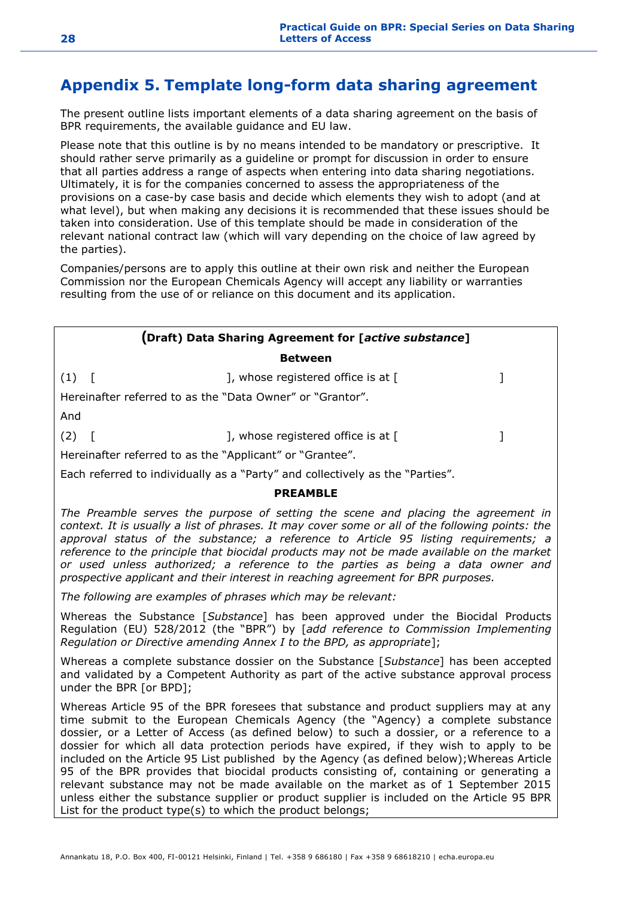## Appendix 5. Template long-form data sharing agreement

The present outline lists important elements of a data sharing agreement on the basis of BPR requirements, the available guidance and EU law.

Please note that this outline is by no means intended to be mandatory or prescriptive. It should rather serve primarily as a guideline or prompt for discussion in order to ensure that all parties address a range of aspects when entering into data sharing negotiations. Ultimately, it is for the companies concerned to assess the appropriateness of the provisions on a case-by case basis and decide which elements they wish to adopt (and at what level), but when making any decisions it is recommended that these issues should be taken into consideration. Use of this template should be made in consideration of the relevant national contract law (which will vary depending on the choice of law agreed by the parties).

Companies/persons are to apply this outline at their own risk and neither the European Commission nor the European Chemicals Agency will accept any liability or warranties resulting from the use of or reliance on this document and its application.

**(Draft) Data Sharing Agreement for [*active substance*]**

**Between**

(1) [ ], whose registered office is at [ ]

Hereinafter referred to as the "Data Owner" or "Grantor".

And

(2) [ ], whose registered office is at [ ]

Hereinafter referred to as the "Applicant" or "Grantee".

Each referred to individually as a "Party" and collectively as the "Parties".

**PREAMBLE**

*The Preamble serves the purpose of setting the scene and placing the agreement in context. It is usually a list of phrases. It may cover some or all of the following points: the approval status of the substance; a reference to Article 95 listing requirements; a reference to the principle that biocidal products may not be made available on the market or used unless authorized; a reference to the parties as being a data owner and prospective applicant and their interest in reaching agreement for BPR purposes.*

*The following are examples of phrases which may be relevant:*

Whereas the Substance [*Substance*] has been approved under the Biocidal Products Regulation (EU) 528/2012 (the "BPR") by [*add reference to Commission Implementing Regulation or Directive amending Annex I to the BPD, as appropriate*];

Whereas a complete substance dossier on the Substance [*Substance*] has been accepted and validated by a Competent Authority as part of the active substance approval process under the BPR [or BPD];

Whereas Article 95 of the BPR foresees that substance and product suppliers may at any time submit to the European Chemicals Agency (the "Agency) a complete substance dossier, or a Letter of Access (as defined below) to such a dossier, or a reference to a dossier for which all data protection periods have expired, if they wish to apply to be included on the Article 95 List published by the Agency (as defined below);Whereas Article 95 of the BPR provides that biocidal products consisting of, containing or generating a relevant substance may not be made available on the market as of 1 September 2015 unless either the substance supplier or product supplier is included on the Article 95 BPR List for the product type(s) to which the product belongs;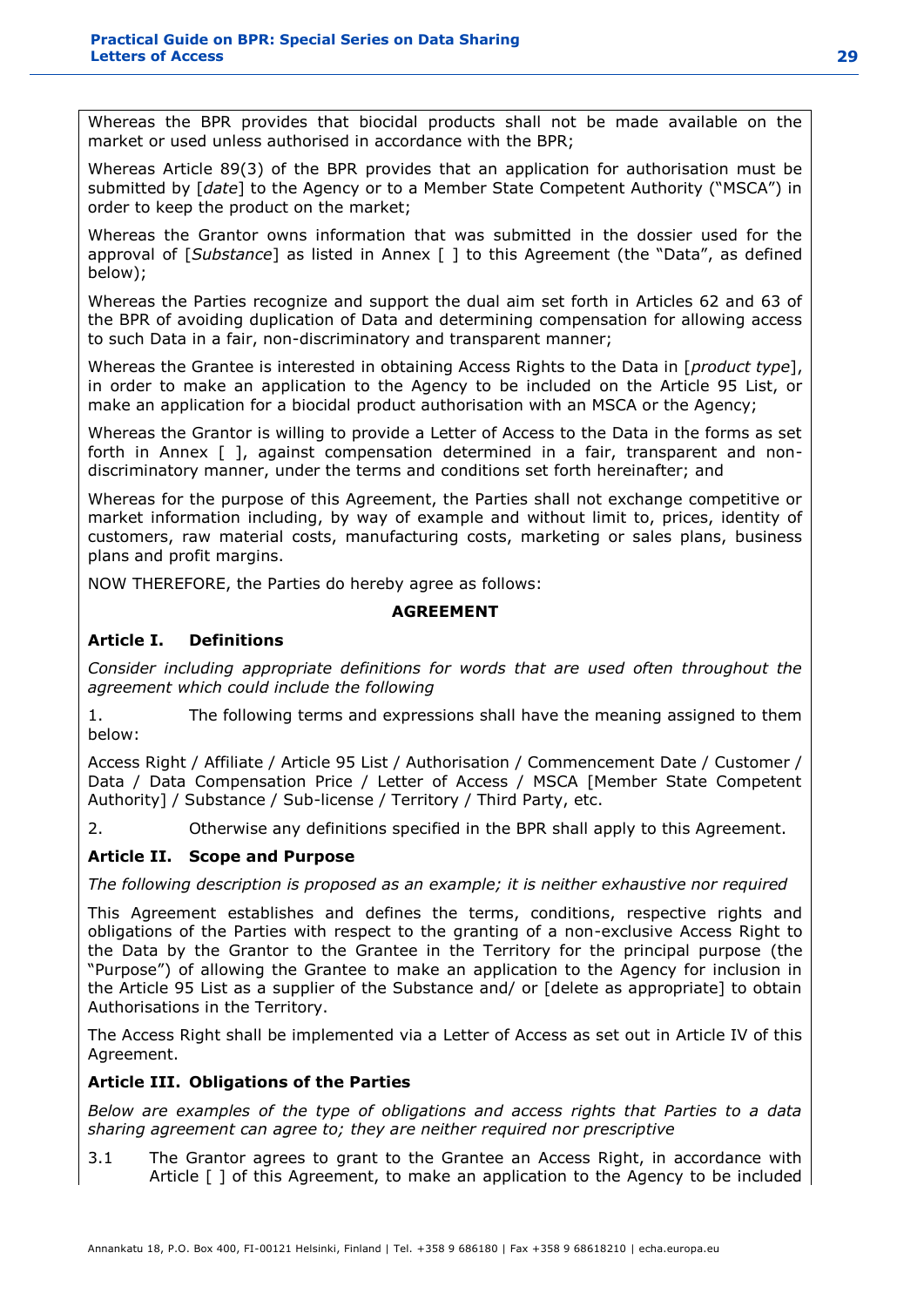Whereas the BPR provides that biocidal products shall not be made available on the market or used unless authorised in accordance with the BPR;

Whereas Article 89(3) of the BPR provides that an application for authorisation must be submitted by [*date*] to the Agency or to a Member State Competent Authority ("MSCA") in order to keep the product on the market;

Whereas the Grantor owns information that was submitted in the dossier used for the approval of [*Substance*] as listed in Annex [ ] to this Agreement (the "Data", as defined below);

Whereas the Parties recognize and support the dual aim set forth in Articles 62 and 63 of the BPR of avoiding duplication of Data and determining compensation for allowing access to such Data in a fair, non-discriminatory and transparent manner;

Whereas the Grantee is interested in obtaining Access Rights to the Data in [*product type*], in order to make an application to the Agency to be included on the Article 95 List, or make an application for a biocidal product authorisation with an MSCA or the Agency;

Whereas the Grantor is willing to provide a Letter of Access to the Data in the forms as set forth in Annex [ ], against compensation determined in a fair, transparent and non-discriminatory manner, under the terms and conditions set forth hereinafter; and

Whereas for the purpose of this Agreement, the Parties shall not exchange competitive or market information including, by way of example and without limit to, prices, identity of customers, raw material costs, manufacturing costs, marketing or sales plans, business plans and profit margins.

NOW THEREFORE, the Parties do hereby agree as follows:

**AGREEMENT**

**Article I. Definitions**

*Consider including appropriate definitions for words that are used often throughout the agreement which could include the following*

1. The following terms and expressions shall have the meaning assigned to them below:

Access Right / Affiliate / Article 95 List / Authorisation / Commencement Date / Customer / Data / Data Compensation Price / Letter of Access / MSCA [Member State Competent Authority] / Substance / Sub-license / Territory / Third Party, etc.

2. Otherwise any definitions specified in the BPR shall apply to this Agreement.

**Article II. Scope and Purpose**

*The following description is proposed as an example; it is neither exhaustive nor required*

This Agreement establishes and defines the terms, conditions, respective rights and obligations of the Parties with respect to the granting of a non-exclusive Access Right to the Data by the Grantor to the Grantee in the Territory for the principal purpose (the "Purpose") of allowing the Grantee to make an application to the Agency for inclusion in the Article 95 List as a supplier of the Substance and/ or [delete as appropriate] to obtain Authorisations in the Territory.

The Access Right shall be implemented via a Letter of Access as set out in Article IV of this Agreement.

**Article III. Obligations of the Parties**

*Below are examples of the type of obligations and access rights that Parties to a data sharing agreement can agree to; they are neither required nor prescriptive*

3.1 The Grantor agrees to grant to the Grantee an Access Right, in accordance with Article [ ] of this Agreement, to make an application to the Agency to be included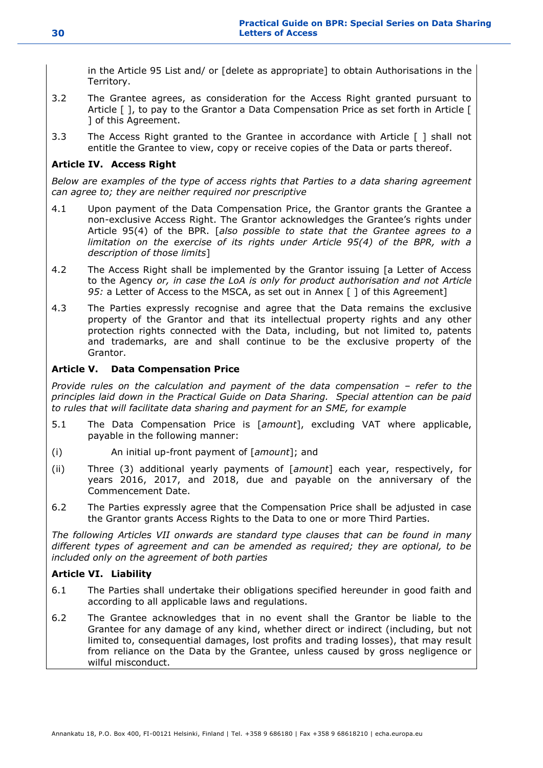in the Article 95 List and/ or [delete as appropriate] to obtain Authorisations in the Territory.

3.2 The Grantee agrees, as consideration for the Access Right granted pursuant to Article [ ], to pay to the Grantor a Data Compensation Price as set forth in Article [ ] of this Agreement.

3.3 The Access Right granted to the Grantee in accordance with Article [ ] shall not entitle the Grantee to view, copy or receive copies of the Data or parts thereof.

**Article IV. Access Right**

*Below are examples of the type of access rights that Parties to a data sharing agreement can agree to; they are neither required nor prescriptive*

4.1 Upon payment of the Data Compensation Price, the Grantor grants the Grantee a non-exclusive Access Right. The Grantor acknowledges the Grantee's rights under Article 95(4) of the BPR. [*also possible to state that the Grantee agrees to a limitation on the exercise of its rights under Article 95(4) of the BPR, with a description of those limits*]

4.2 The Access Right shall be implemented by the Grantor issuing [a Letter of Access to the Agency *or, in case the LoA is only for product authorisation and not Article 95:* a Letter of Access to the MSCA, as set out in Annex [ ] of this Agreement]

4.3 The Parties expressly recognise and agree that the Data remains the exclusive property of the Grantor and that its intellectual property rights and any other protection rights connected with the Data, including, but not limited to, patents and trademarks, are and shall continue to be the exclusive property of the Grantor.

**Article V. Data Compensation Price**

*Provide rules on the calculation and payment of the data compensation – refer to the principles laid down in the Practical Guide on Data Sharing. Special attention can be paid to rules that will facilitate data sharing and payment for an SME, for example*

5.1 The Data Compensation Price is [*amount*], excluding VAT where applicable, payable in the following manner:

(i) An initial up-front payment of [*amount*]; and

(ii) Three (3) additional yearly payments of [*amount*] each year, respectively, for years 2016, 2017, and 2018, due and payable on the anniversary of the Commencement Date.

6.2 The Parties expressly agree that the Compensation Price shall be adjusted in case the Grantor grants Access Rights to the Data to one or more Third Parties.

*The following Articles VII onwards are standard type clauses that can be found in many different types of agreement and can be amended as required; they are optional, to be included only on the agreement of both parties*

**Article VI. Liability**

6.1 The Parties shall undertake their obligations specified hereunder in good faith and according to all applicable laws and regulations.

6.2 The Grantee acknowledges that in no event shall the Grantor be liable to the Grantee for any damage of any kind, whether direct or indirect (including, but not limited to, consequential damages, lost profits and trading losses), that may result from reliance on the Data by the Grantee, unless caused by gross negligence or wilful misconduct.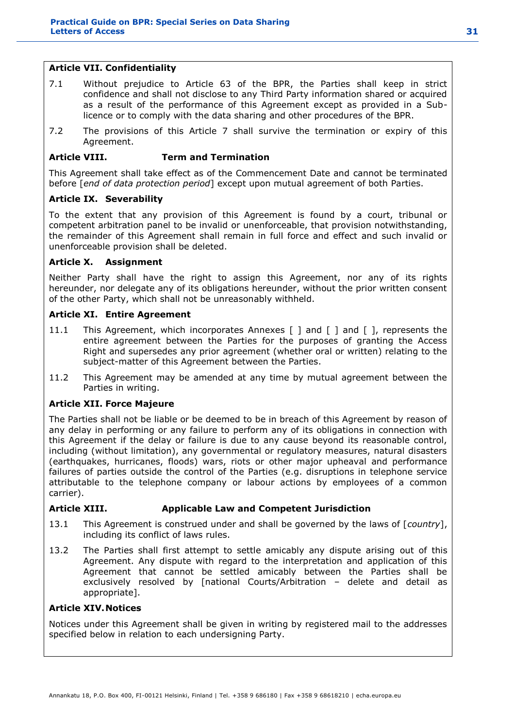**Article VII. Confidentiality**

7.1 Without prejudice to Article 63 of the BPR, the Parties shall keep in strict confidence and shall not disclose to any Third Party information shared or acquired as a result of the performance of this Agreement except as provided in a Sub-licence or to comply with the data sharing and other procedures of the BPR.

7.2 The provisions of this Article 7 shall survive the termination or expiry of this Agreement.

**Article VIII. Term and Termination**

This Agreement shall take effect as of the Commencement Date and cannot be terminated before [*end of data protection period*] except upon mutual agreement of both Parties.

**Article IX. Severability**

To the extent that any provision of this Agreement is found by a court, tribunal or competent arbitration panel to be invalid or unenforceable, that provision notwithstanding, the remainder of this Agreement shall remain in full force and effect and such invalid or unenforceable provision shall be deleted.

**Article X. Assignment**

Neither Party shall have the right to assign this Agreement, nor any of its rights hereunder, nor delegate any of its obligations hereunder, without the prior written consent of the other Party, which shall not be unreasonably withheld.

**Article XI. Entire Agreement**

11.1 This Agreement, which incorporates Annexes [ ] and [ ] and [ ], represents the entire agreement between the Parties for the purposes of granting the Access Right and supersedes any prior agreement (whether oral or written) relating to the subject-matter of this Agreement between the Parties.

11.2 This Agreement may be amended at any time by mutual agreement between the Parties in writing.

**Article XII. Force Majeure**

The Parties shall not be liable or be deemed to be in breach of this Agreement by reason of any delay in performing or any failure to perform any of its obligations in connection with this Agreement if the delay or failure is due to any cause beyond its reasonable control, including (without limitation), any governmental or regulatory measures, natural disasters (earthquakes, hurricanes, floods) wars, riots or other major upheaval and performance failures of parties outside the control of the Parties (e.g. disruptions in telephone service attributable to the telephone company or labour actions by employees of a common carrier).

**Article XIII. Applicable Law and Competent Jurisdiction**

13.1 This Agreement is construed under and shall be governed by the laws of [*country*], including its conflict of laws rules.

13.2 The Parties shall first attempt to settle amicably any dispute arising out of this Agreement. Any dispute with regard to the interpretation and application of this Agreement that cannot be settled amicably between the Parties shall be exclusively resolved by [national Courts/Arbitration – delete and detail as appropriate].

**Article XIV. Notices**

Notices under this Agreement shall be given in writing by registered mail to the addresses specified below in relation to each undersigning Party.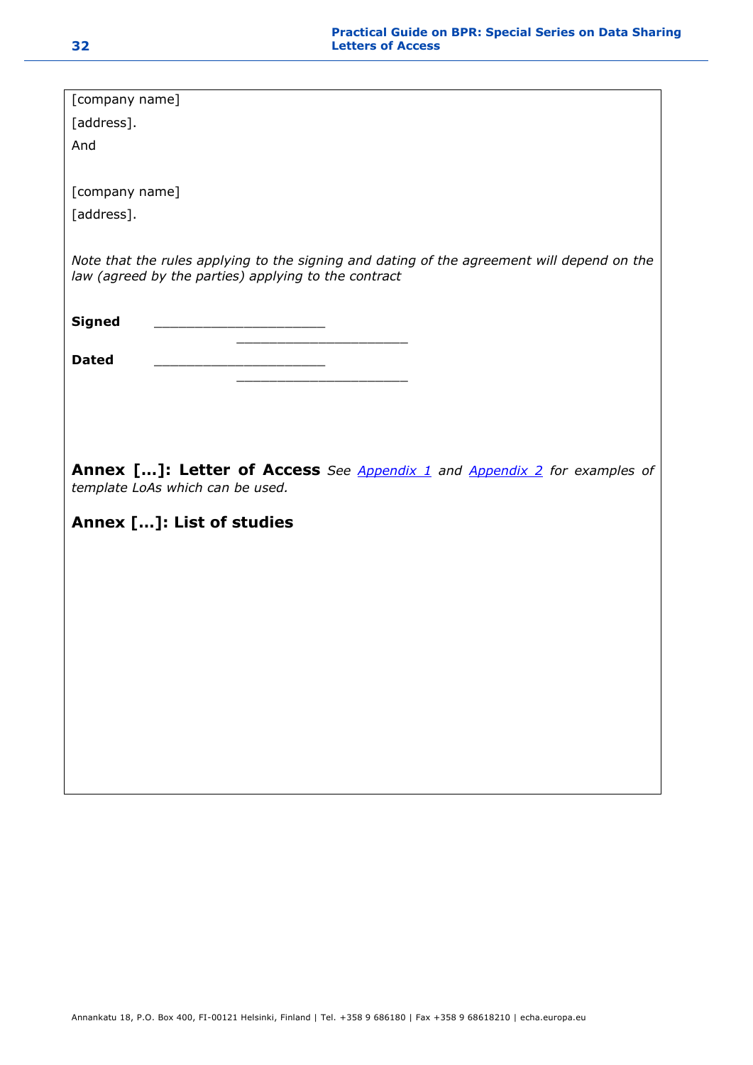[company name]

[address].

And

[company name]

[address].

*Note that the rules applying to the signing and dating of the agreement will depend on the law (agreed by the parties) applying to the contract*

**Signed** ____________________ ____________________

**Dated** ____________________ ____________________

**Annex […]: Letter of Access** *See Appendix 1 and Appendix 2 for examples of template LoAs which can be used.*

**Annex […]: List of studies**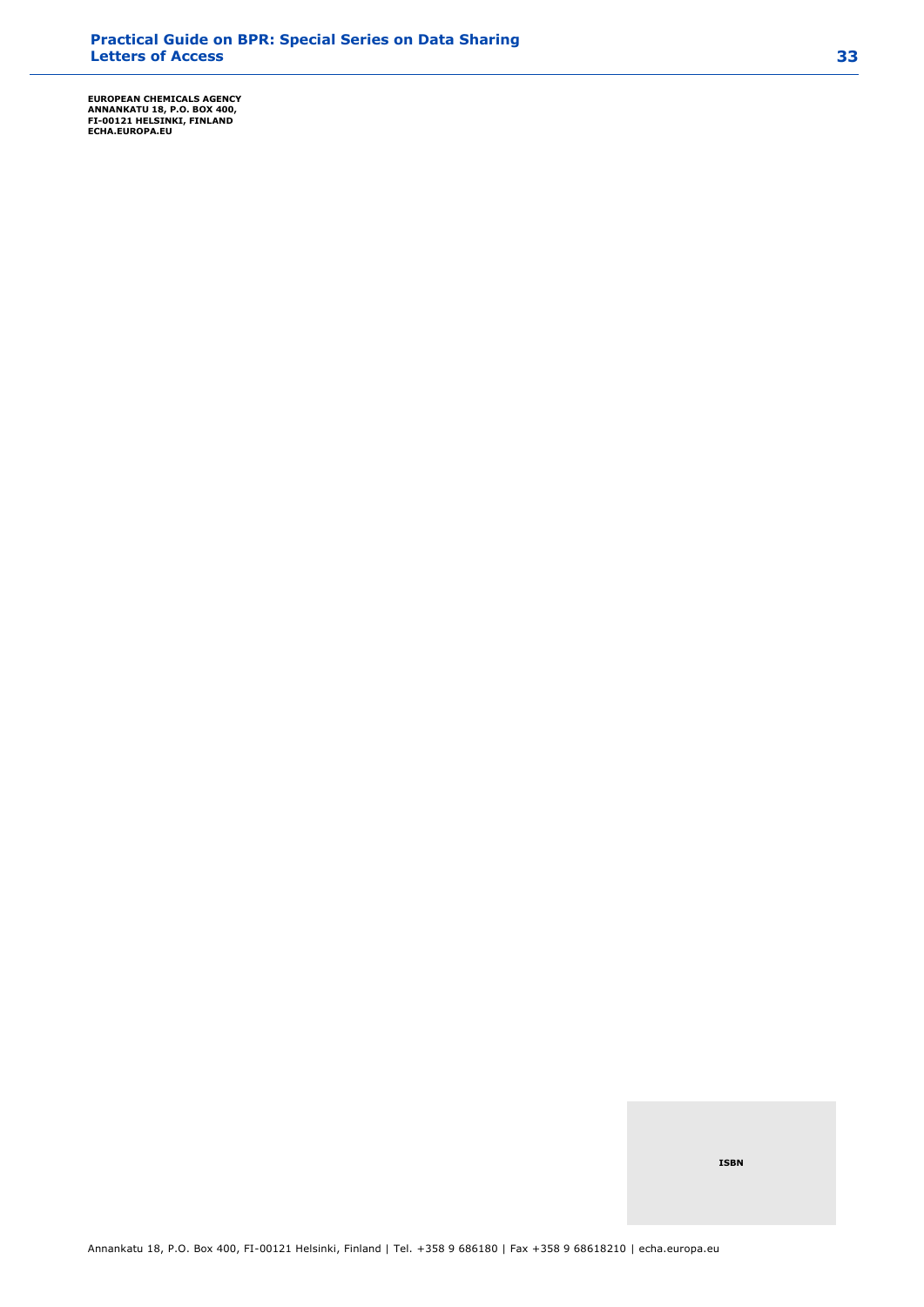**EUROPEAN CHEMICALS AGENCY**
**ANNANKATU 18, P.O. BOX 400,**
**FI-00121 HELSINKI, FINLAND**
**ECHA.EUROPA.EU**

**ISBN**

Annankatu 18, P.O. Box 400, FI-00121 Helsinki, Finland | Tel. +358 9 686180 | Fax +358 9 68618210 | echa.europa.eu